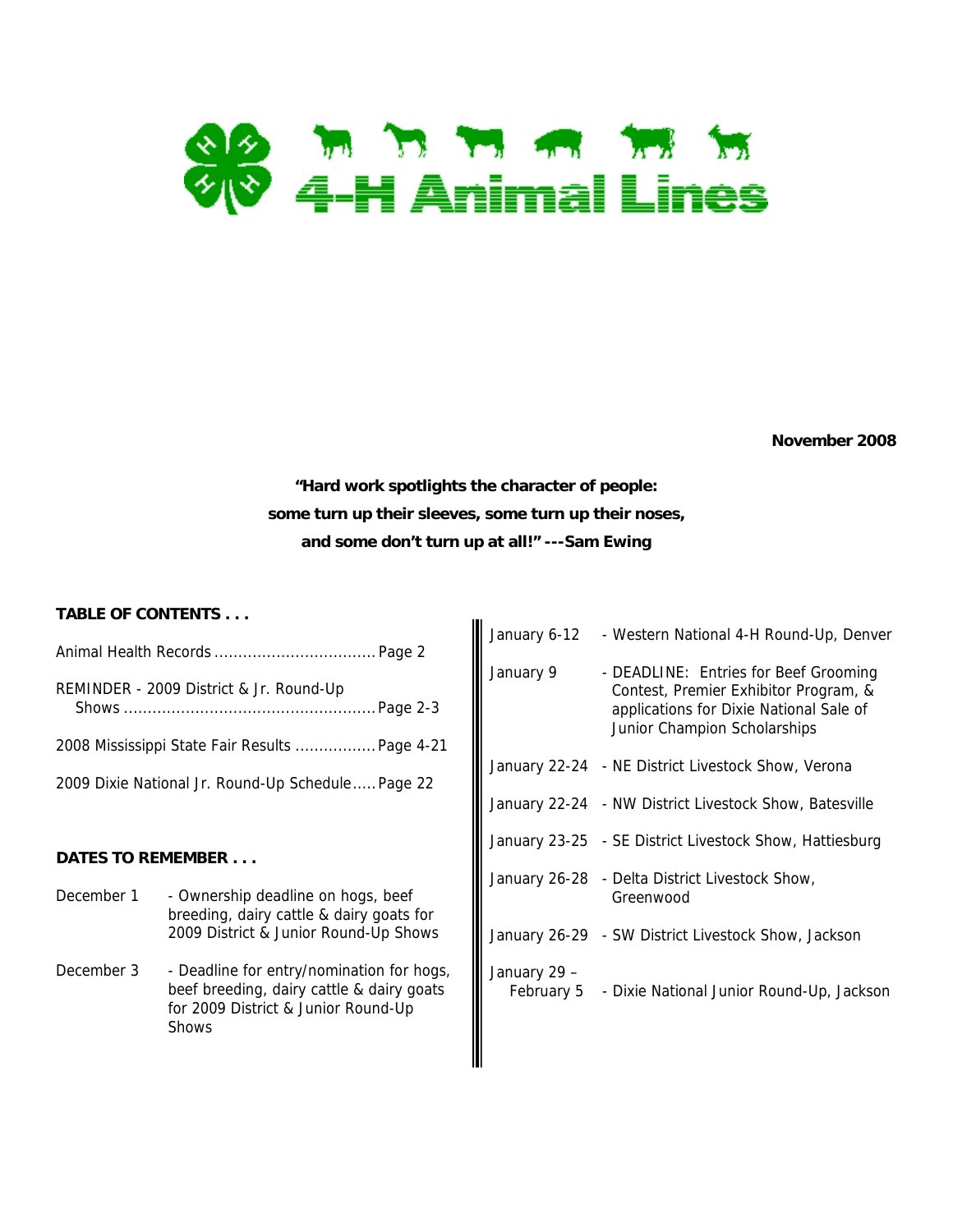# 4-H Animal Lines

**November 2008**

**"Hard work spotlights the character of people: some turn up their sleeves, some turn up their noses, and some don't turn up at all!" ---Sam Ewing**

**TABLE OF CONTENTS . . .**

Animal Health Records .................................. Page 2

REMINDER - 2009 District & Jr. Round-Up Shows .................................................... Page 2-3

2008 Mississippi State Fair Results ................. Page 4-21

2009 Dixie National Jr. Round-Up Schedule..... Page 22

**DATES TO REMEMBER . . .**

| Date | Event |
|---|---|
| December 1 | - Ownership deadline on hogs, beef breeding, dairy cattle & dairy goats for 2009 District & Junior Round-Up Shows |
| December 3 | - Deadline for entry/nomination for hogs, beef breeding, dairy cattle & dairy goats for 2009 District & Junior Round-Up Shows |
| January 6-12 | - Western National 4-H Round-Up, Denver |
| January 9 | - DEADLINE: Entries for Beef Grooming Contest, Premier Exhibitor Program, & applications for Dixie National Sale of Junior Champion Scholarships |
| January 22-24 | - NE District Livestock Show, Verona |
| January 22-24 | - NW District Livestock Show, Batesville |
| January 23-25 | - SE District Livestock Show, Hattiesburg |
| January 26-28 | - Delta District Livestock Show, Greenwood |
| January 26-29 | - SW District Livestock Show, Jackson |
| January 29 – February 5 | - Dixie National Junior Round-Up, Jackson |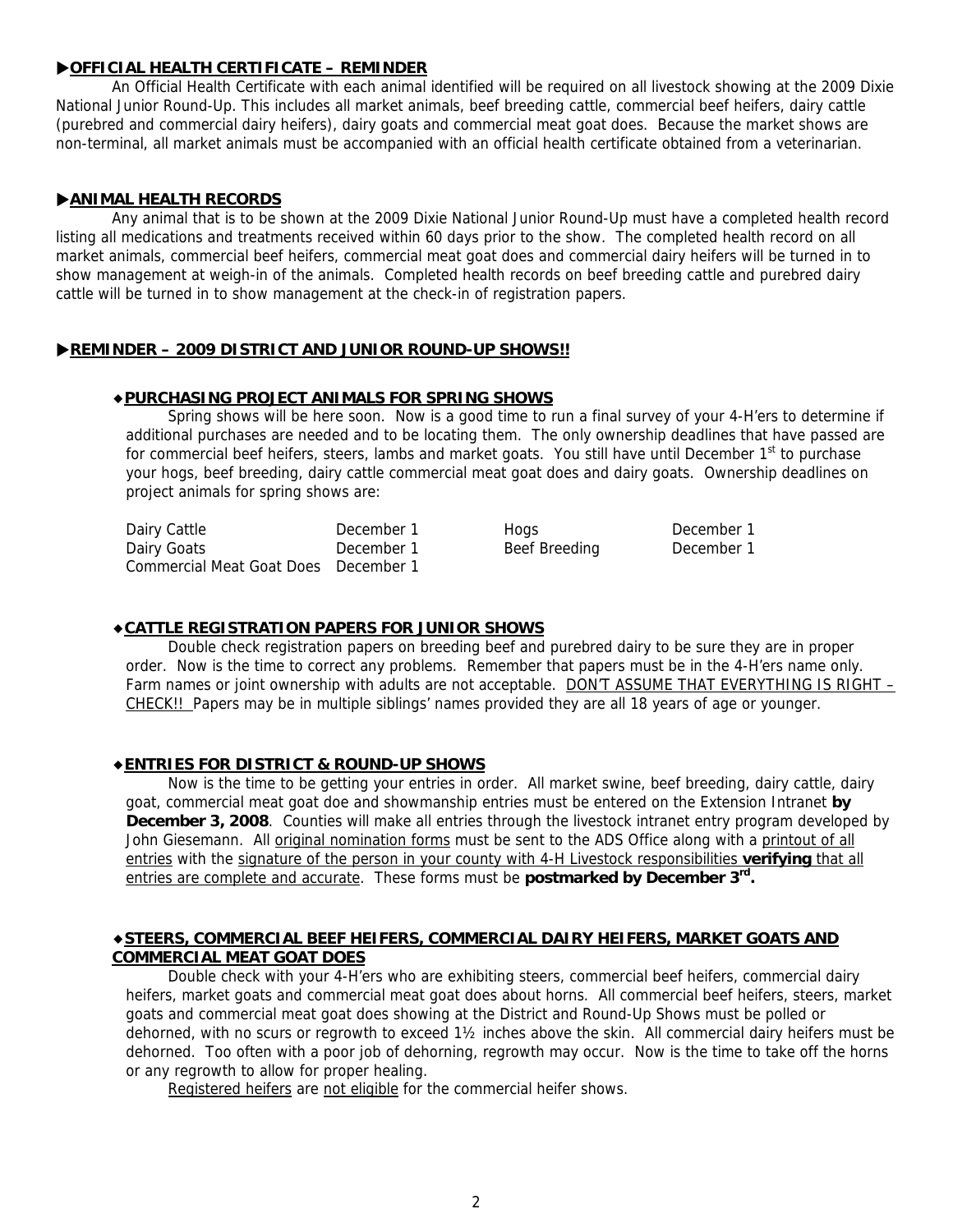## ▶OFFICIAL HEALTH CERTIFICATE – REMINDER

An Official Health Certificate with each animal identified will be required on all livestock showing at the 2009 Dixie National Junior Round-Up. This includes all market animals, beef breeding cattle, commercial beef heifers, dairy cattle (purebred and commercial dairy heifers), dairy goats and commercial meat goat does. Because the market shows are non-terminal, all market animals must be accompanied with an official health certificate obtained from a veterinarian.

## ▶ANIMAL HEALTH RECORDS

Any animal that is to be shown at the 2009 Dixie National Junior Round-Up must have a completed health record listing all medications and treatments received within 60 days prior to the show. The completed health record on all market animals, commercial beef heifers, commercial meat goat does and commercial dairy heifers will be turned in to show management at weigh-in of the animals. Completed health records on beef breeding cattle and purebred dairy cattle will be turned in to show management at the check-in of registration papers.

## ▶REMINDER – 2009 DISTRICT AND JUNIOR ROUND-UP SHOWS!!

### ◆PURCHASING PROJECT ANIMALS FOR SPRING SHOWS

Spring shows will be here soon. Now is a good time to run a final survey of your 4-H'ers to determine if additional purchases are needed and to be locating them. The only ownership deadlines that have passed are for commercial beef heifers, steers, lambs and market goats. You still have until December 1st to purchase your hogs, beef breeding, dairy cattle commercial meat goat does and dairy goats. Ownership deadlines on project animals for spring shows are:

| | | | |
|---|---|---|---|
| Dairy Cattle | December 1 | Hogs | December 1 |
| Dairy Goats | December 1 | Beef Breeding | December 1 |
| Commercial Meat Goat Does | December 1 | | |

### ◆CATTLE REGISTRATION PAPERS FOR JUNIOR SHOWS

Double check registration papers on breeding beef and purebred dairy to be sure they are in proper order. Now is the time to correct any problems. Remember that papers must be in the 4-H'ers name only. Farm names or joint ownership with adults are not acceptable. DON'T ASSUME THAT EVERYTHING IS RIGHT – CHECK!! Papers may be in multiple siblings' names provided they are all 18 years of age or younger.

### ◆ENTRIES FOR DISTRICT & ROUND-UP SHOWS

Now is the time to be getting your entries in order. All market swine, beef breeding, dairy cattle, dairy goat, commercial meat goat doe and showmanship entries must be entered on the Extension Intranet **by December 3, 2008**. Counties will make all entries through the livestock intranet entry program developed by John Giesemann. All original nomination forms must be sent to the ADS Office along with a printout of all entries with the signature of the person in your county with 4-H Livestock responsibilities **verifying** that all entries are complete and accurate. These forms must be **postmarked by December 3rd.**

### ◆STEERS, COMMERCIAL BEEF HEIFERS, COMMERCIAL DAIRY HEIFERS, MARKET GOATS AND COMMERCIAL MEAT GOAT DOES

Double check with your 4-H'ers who are exhibiting steers, commercial beef heifers, commercial dairy heifers, market goats and commercial meat goat does about horns. All commercial beef heifers, steers, market goats and commercial meat goat does showing at the District and Round-Up Shows must be polled or dehorned, with no scurs or regrowth to exceed 1½ inches above the skin. All commercial dairy heifers must be dehorned. Too often with a poor job of dehorning, regrowth may occur. Now is the time to take off the horns or any regrowth to allow for proper healing.

Registered heifers are not eligible for the commercial heifer shows.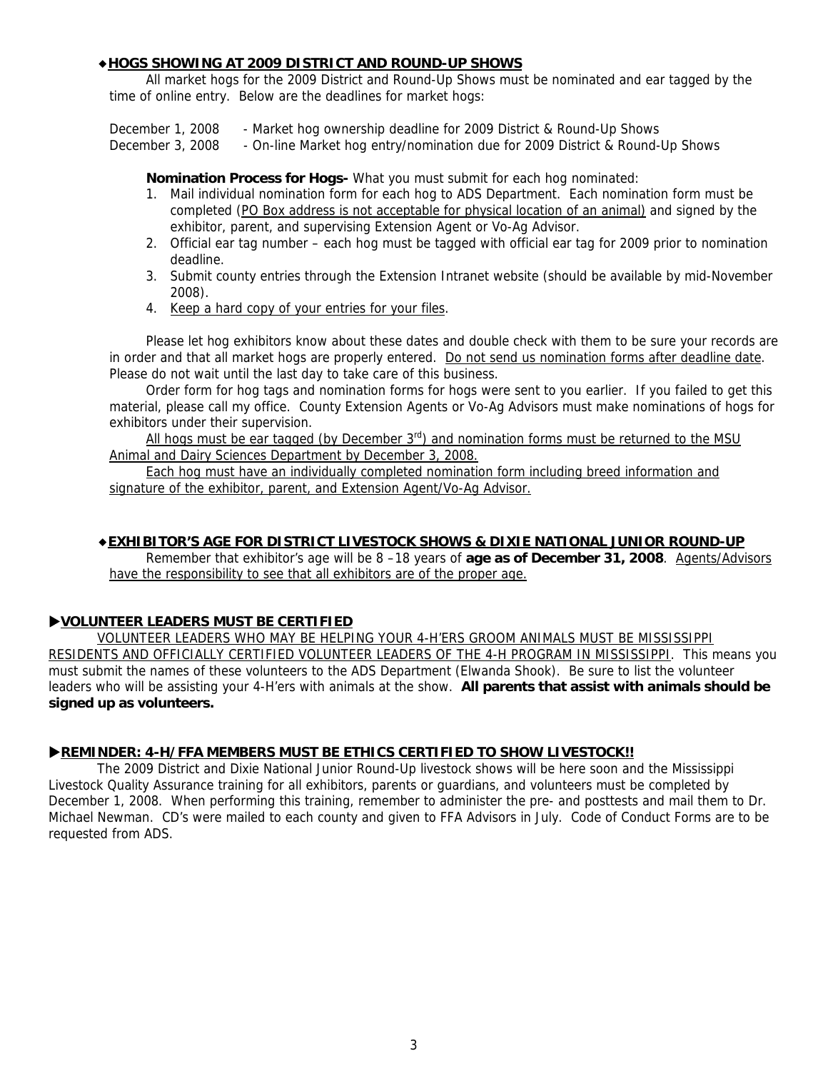### ◆HOGS SHOWING AT 2009 DISTRICT AND ROUND-UP SHOWS

All market hogs for the 2009 District and Round-Up Shows must be nominated and ear tagged by the time of online entry. Below are the deadlines for market hogs:

December 1, 2008 - Market hog ownership deadline for 2009 District & Round-Up Shows
December 3, 2008 - On-line Market hog entry/nomination due for 2009 District & Round-Up Shows

**Nomination Process for Hogs-** What you must submit for each hog nominated:

1. Mail individual nomination form for each hog to ADS Department. Each nomination form must be completed (PO Box address is not acceptable for physical location of an animal) and signed by the exhibitor, parent, and supervising Extension Agent or Vo-Ag Advisor.
2. Official ear tag number – each hog must be tagged with official ear tag for 2009 prior to nomination deadline.
3. Submit county entries through the Extension Intranet website (should be available by mid-November 2008).
4. Keep a hard copy of your entries for your files.

Please let hog exhibitors know about these dates and double check with them to be sure your records are in order and that all market hogs are properly entered. Do not send us nomination forms after deadline date. Please do not wait until the last day to take care of this business.

Order form for hog tags and nomination forms for hogs were sent to you earlier. If you failed to get this material, please call my office. County Extension Agents or Vo-Ag Advisors must make nominations of hogs for exhibitors under their supervision.

All hogs must be ear tagged (by December 3rd) and nomination forms must be returned to the MSU Animal and Dairy Sciences Department by December 3, 2008.

Each hog must have an individually completed nomination form including breed information and signature of the exhibitor, parent, and Extension Agent/Vo-Ag Advisor.

### ◆EXHIBITOR'S AGE FOR DISTRICT LIVESTOCK SHOWS & DIXIE NATIONAL JUNIOR ROUND-UP

Remember that exhibitor's age will be 8 –18 years of **age as of December 31, 2008**. Agents/Advisors have the responsibility to see that all exhibitors are of the proper age.

### ▶VOLUNTEER LEADERS MUST BE CERTIFIED

VOLUNTEER LEADERS WHO MAY BE HELPING YOUR 4-H'ERS GROOM ANIMALS MUST BE MISSISSIPPI RESIDENTS AND OFFICIALLY CERTIFIED VOLUNTEER LEADERS OF THE 4-H PROGRAM IN MISSISSIPPI. This means you must submit the names of these volunteers to the ADS Department (Elwanda Shook). Be sure to list the volunteer leaders who will be assisting your 4-H'ers with animals at the show. **All parents that assist with animals should be signed up as volunteers.**

### ▶REMINDER: 4-H/FFA MEMBERS MUST BE ETHICS CERTIFIED TO SHOW LIVESTOCK!!

The 2009 District and Dixie National Junior Round-Up livestock shows will be here soon and the Mississippi Livestock Quality Assurance training for all exhibitors, parents or guardians, and volunteers must be completed by December 1, 2008. When performing this training, remember to administer the pre- and posttests and mail them to Dr. Michael Newman. CD's were mailed to each county and given to FFA Advisors in July. Code of Conduct Forms are to be requested from ADS.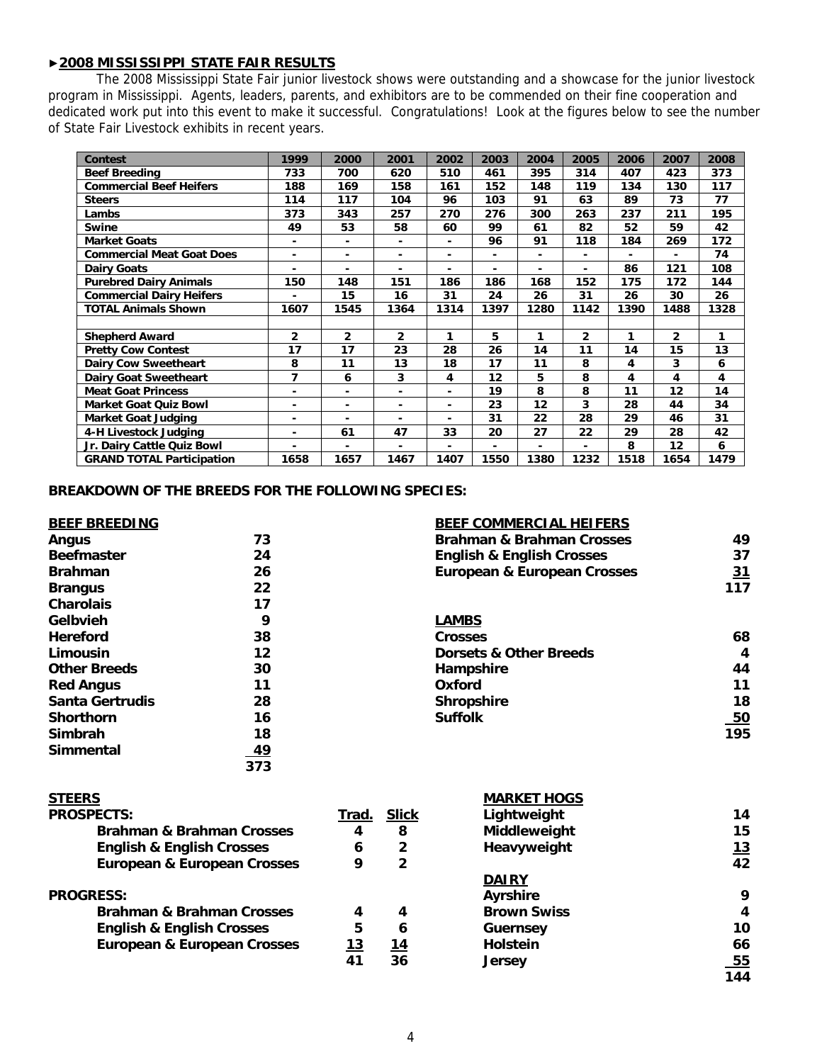## ►2008 MISSISSIPPI STATE FAIR RESULTS

The 2008 Mississippi State Fair junior livestock shows were outstanding and a showcase for the junior livestock program in Mississippi. Agents, leaders, parents, and exhibitors are to be commended on their fine cooperation and dedicated work put into this event to make it successful. Congratulations! Look at the figures below to see the number of State Fair Livestock exhibits in recent years.

| Contest | 1999 | 2000 | 2001 | 2002 | 2003 | 2004 | 2005 | 2006 | 2007 | 2008 |
|---|---|---|---|---|---|---|---|---|---|---|
| Beef Breeding | 733 | 700 | 620 | 510 | 461 | 395 | 314 | 407 | 423 | 373 |
| Commercial Beef Heifers | 188 | 169 | 158 | 161 | 152 | 148 | 119 | 134 | 130 | 117 |
| Steers | 114 | 117 | 104 | 96 | 103 | 91 | 63 | 89 | 73 | 77 |
| Lambs | 373 | 343 | 257 | 270 | 276 | 300 | 263 | 237 | 211 | 195 |
| Swine | 49 | 53 | 58 | 60 | 99 | 61 | 82 | 52 | 59 | 42 |
| Market Goats | - | - | - | - | 96 | 91 | 118 | 184 | 269 | 172 |
| Commercial Meat Goat Does | - | - | - | - | - | - | - | - | - | 74 |
| Dairy Goats | - | - | - | - | - | - | - | 86 | 121 | 108 |
| Purebred Dairy Animals | 150 | 148 | 151 | 186 | 186 | 168 | 152 | 175 | 172 | 144 |
| Commercial Dairy Heifers | - | 15 | 16 | 31 | 24 | 26 | 31 | 26 | 30 | 26 |
| TOTAL Animals Shown | 1607 | 1545 | 1364 | 1314 | 1397 | 1280 | 1142 | 1390 | 1488 | 1328 |
| | | | | | | | | | | |
| Shepherd Award | 2 | 2 | 2 | 1 | 5 | 1 | 2 | 1 | 2 | 1 |
| Pretty Cow Contest | 17 | 17 | 23 | 28 | 26 | 14 | 11 | 14 | 15 | 13 |
| Dairy Cow Sweetheart | 8 | 11 | 13 | 18 | 17 | 11 | 8 | 4 | 3 | 6 |
| Dairy Goat Sweetheart | 7 | 6 | 3 | 4 | 12 | 5 | 8 | 4 | 4 | 4 |
| Meat Goat Princess | - | - | - | - | 19 | 8 | 8 | 11 | 12 | 14 |
| Market Goat Quiz Bowl | - | - | - | - | 23 | 12 | 3 | 28 | 44 | 34 |
| Market Goat Judging | - | - | - | - | 31 | 22 | 28 | 29 | 46 | 31 |
| 4-H Livestock Judging | - | 61 | 47 | 33 | 20 | 27 | 22 | 29 | 28 | 42 |
| Jr. Dairy Cattle Quiz Bowl | - | - | - | - | - | - | - | 8 | 12 | 6 |
| GRAND TOTAL Participation | 1658 | 1657 | 1467 | 1407 | 1550 | 1380 | 1232 | 1518 | 1654 | 1479 |

**BREAKDOWN OF THE BREEDS FOR THE FOLLOWING SPECIES:**

**BEEF BREEDING**

| Breed | Number |
|---|---|
| Angus | 73 |
| Beefmaster | 24 |
| Brahman | 26 |
| Brangus | 22 |
| Charolais | 17 |
| Gelbvieh | 9 |
| Hereford | 38 |
| Limousin | 12 |
| Other Breeds | 30 |
| Red Angus | 11 |
| Santa Gertrudis | 28 |
| Shorthorn | 16 |
| Simbrah | 18 |
| Simmental | 49 |
| | 373 |

**BEEF COMMERCIAL HEIFERS**

| Breed | Number |
|---|---|
| Brahman & Brahman Crosses | 49 |
| English & English Crosses | 37 |
| European & European Crosses | 31 |
| | 117 |

**LAMBS**

| Breed | Number |
|---|---|
| Crosses | 68 |
| Dorsets & Other Breeds | 4 |
| Hampshire | 44 |
| Oxford | 11 |
| Shropshire | 18 |
| Suffolk | 50 |
| | 195 |

**STEERS**

| | Trad. | Slick |
|---|---|---|
| **PROSPECTS:** | | |
| Brahman & Brahman Crosses | 4 | 8 |
| English & English Crosses | 6 | 2 |
| European & European Crosses | 9 | 2 |
| **PROGRESS:** | | |
| Brahman & Brahman Crosses | 4 | 4 |
| English & English Crosses | 5 | 6 |
| European & European Crosses | 13 | 14 |
| | 41 | 36 |

**MARKET HOGS**

| Class | Number |
|---|---|
| Lightweight | 14 |
| Middleweight | 15 |
| Heavyweight | 13 |
| | 42 |

**DAIRY**

| Breed | Number |
|---|---|
| Ayrshire | 9 |
| Brown Swiss | 4 |
| Guernsey | 10 |
| Holstein | 66 |
| Jersey | 55 |
| | 144 |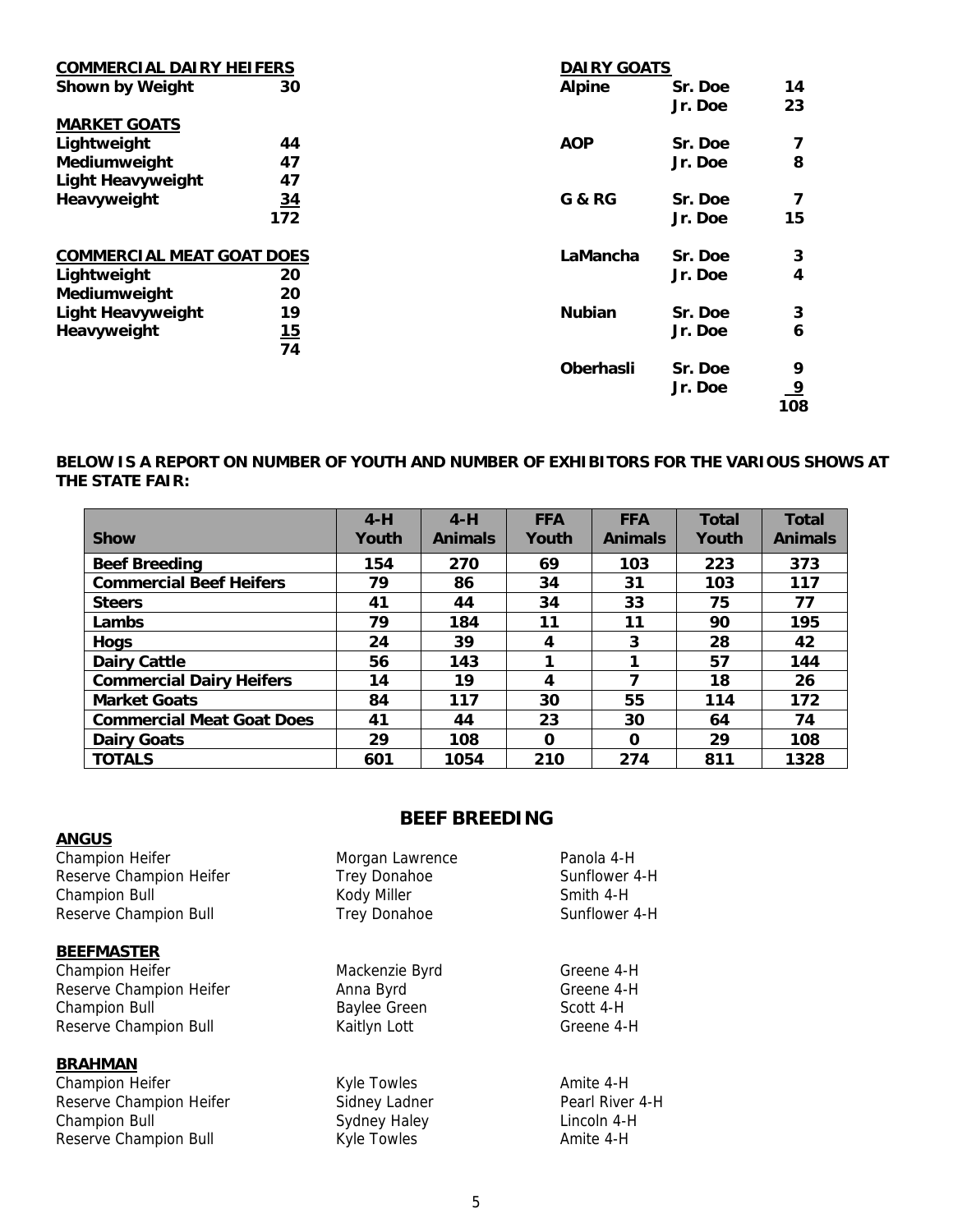**COMMERCIAL DAIRY HEIFERS**

| | |
|---|---|
| **Shown by Weight** | **30** |

**MARKET GOATS**

| | |
|---|---|
| **Lightweight** | **44** |
| **Mediumweight** | **47** |
| **Light Heavyweight** | **47** |
| **Heavyweight** | **34** |
| | **172** |

**COMMERCIAL MEAT GOAT DOES**

| | |
|---|---|
| **Lightweight** | **20** |
| **Mediumweight** | **20** |
| **Light Heavyweight** | **19** |
| **Heavyweight** | **15** |
| | **74** |

**DAIRY GOATS**

| | | |
|---|---|---|
| **Alpine** | **Sr. Doe** | **14** |
| | **Jr. Doe** | **23** |
| **AOP** | **Sr. Doe** | **7** |
| | **Jr. Doe** | **8** |
| **G & RG** | **Sr. Doe** | **7** |
| | **Jr. Doe** | **15** |
| **LaMancha** | **Sr. Doe** | **3** |
| | **Jr. Doe** | **4** |
| **Nubian** | **Sr. Doe** | **3** |
| | **Jr. Doe** | **6** |
| **Oberhasli** | **Sr. Doe** | **9** |
| | **Jr. Doe** | **9** |
| | | **108** |

**BELOW IS A REPORT ON NUMBER OF YOUTH AND NUMBER OF EXHIBITORS FOR THE VARIOUS SHOWS AT THE STATE FAIR:**

| Show | 4-H Youth | 4-H Animals | FFA Youth | FFA Animals | Total Youth | Total Animals |
|---|---|---|---|---|---|---|
| Beef Breeding | 154 | 270 | 69 | 103 | 223 | 373 |
| Commercial Beef Heifers | 79 | 86 | 34 | 31 | 103 | 117 |
| Steers | 41 | 44 | 34 | 33 | 75 | 77 |
| Lambs | 79 | 184 | 11 | 11 | 90 | 195 |
| Hogs | 24 | 39 | 4 | 3 | 28 | 42 |
| Dairy Cattle | 56 | 143 | 1 | 1 | 57 | 144 |
| Commercial Dairy Heifers | 14 | 19 | 4 | 7 | 18 | 26 |
| Market Goats | 84 | 117 | 30 | 55 | 114 | 172 |
| Commercial Meat Goat Does | 41 | 44 | 23 | 30 | 64 | 74 |
| Dairy Goats | 29 | 108 | 0 | 0 | 29 | 108 |
| TOTALS | 601 | 1054 | 210 | 274 | 811 | 1328 |

## BEEF BREEDING

**ANGUS**

| | | |
|---|---|---|
| Champion Heifer | Morgan Lawrence | Panola 4-H |
| Reserve Champion Heifer | Trey Donahoe | Sunflower 4-H |
| Champion Bull | Kody Miller | Smith 4-H |
| Reserve Champion Bull | Trey Donahoe | Sunflower 4-H |

**BEEFMASTER**

| | | |
|---|---|---|
| Champion Heifer | Mackenzie Byrd | Greene 4-H |
| Reserve Champion Heifer | Anna Byrd | Greene 4-H |
| Champion Bull | Baylee Green | Scott 4-H |
| Reserve Champion Bull | Kaitlyn Lott | Greene 4-H |

**BRAHMAN**

| | | |
|---|---|---|
| Champion Heifer | Kyle Towles | Amite 4-H |
| Reserve Champion Heifer | Sidney Ladner | Pearl River 4-H |
| Champion Bull | Sydney Haley | Lincoln 4-H |
| Reserve Champion Bull | Kyle Towles | Amite 4-H |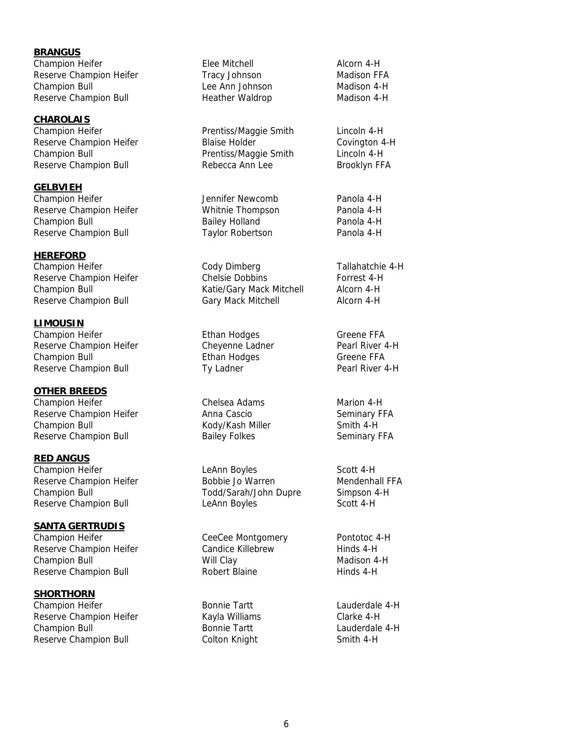**BRANGUS**

| | | |
|---|---|---|
| Champion Heifer | Elee Mitchell | Alcorn 4-H |
| Reserve Champion Heifer | Tracy Johnson | Madison FFA |
| Champion Bull | Lee Ann Johnson | Madison 4-H |
| Reserve Champion Bull | Heather Waldrop | Madison 4-H |

**CHAROLAIS**

| | | |
|---|---|---|
| Champion Heifer | Prentiss/Maggie Smith | Lincoln 4-H |
| Reserve Champion Heifer | Blaise Holder | Covington 4-H |
| Champion Bull | Prentiss/Maggie Smith | Lincoln 4-H |
| Reserve Champion Bull | Rebecca Ann Lee | Brooklyn FFA |

**GELBVIEH**

| | | |
|---|---|---|
| Champion Heifer | Jennifer Newcomb | Panola 4-H |
| Reserve Champion Heifer | Whitnie Thompson | Panola 4-H |
| Champion Bull | Bailey Holland | Panola 4-H |
| Reserve Champion Bull | Taylor Robertson | Panola 4-H |

**HEREFORD**

| | | |
|---|---|---|
| Champion Heifer | Cody Dimberg | Tallahatchie 4-H |
| Reserve Champion Heifer | Chelsie Dobbins | Forrest 4-H |
| Champion Bull | Katie/Gary Mack Mitchell | Alcorn 4-H |
| Reserve Champion Bull | Gary Mack Mitchell | Alcorn 4-H |

**LIMOUSIN**

| | | |
|---|---|---|
| Champion Heifer | Ethan Hodges | Greene FFA |
| Reserve Champion Heifer | Cheyenne Ladner | Pearl River 4-H |
| Champion Bull | Ethan Hodges | Greene FFA |
| Reserve Champion Bull | Ty Ladner | Pearl River 4-H |

**OTHER BREEDS**

| | | |
|---|---|---|
| Champion Heifer | Chelsea Adams | Marion 4-H |
| Reserve Champion Heifer | Anna Cascio | Seminary FFA |
| Champion Bull | Kody/Kash Miller | Smith 4-H |
| Reserve Champion Bull | Bailey Folkes | Seminary FFA |

**RED ANGUS**

| | | |
|---|---|---|
| Champion Heifer | LeAnn Boyles | Scott 4-H |
| Reserve Champion Heifer | Bobbie Jo Warren | Mendenhall FFA |
| Champion Bull | Todd/Sarah/John Dupre | Simpson 4-H |
| Reserve Champion Bull | LeAnn Boyles | Scott 4-H |

**SANTA GERTRUDIS**

| | | |
|---|---|---|
| Champion Heifer | CeeCee Montgomery | Pontotoc 4-H |
| Reserve Champion Heifer | Candice Killebrew | Hinds 4-H |
| Champion Bull | Will Clay | Madison 4-H |
| Reserve Champion Bull | Robert Blaine | Hinds 4-H |

**SHORTHORN**

| | | |
|---|---|---|
| Champion Heifer | Bonnie Tartt | Lauderdale 4-H |
| Reserve Champion Heifer | Kayla Williams | Clarke 4-H |
| Champion Bull | Bonnie Tartt | Lauderdale 4-H |
| Reserve Champion Bull | Colton Knight | Smith 4-H |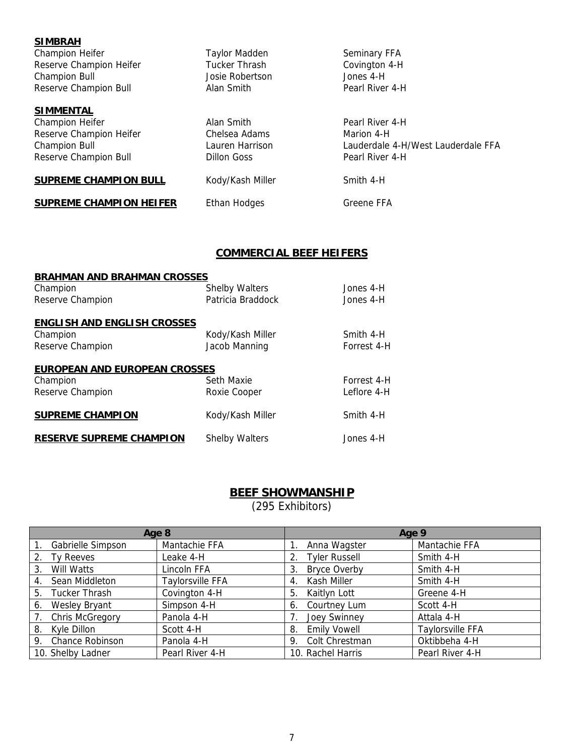**SIMBRAH**

| | | |
|---|---|---|
| Champion Heifer | Taylor Madden | Seminary FFA |
| Reserve Champion Heifer | Tucker Thrash | Covington 4-H |
| Champion Bull | Josie Robertson | Jones 4-H |
| Reserve Champion Bull | Alan Smith | Pearl River 4-H |

**SIMMENTAL**

| | | |
|---|---|---|
| Champion Heifer | Alan Smith | Pearl River 4-H |
| Reserve Champion Heifer | Chelsea Adams | Marion 4-H |
| Champion Bull | Lauren Harrison | Lauderdale 4-H/West Lauderdale FFA |
| Reserve Champion Bull | Dillon Goss | Pearl River 4-H |

| | | |
|---|---|---|
| **SUPREME CHAMPION BULL** | Kody/Kash Miller | Smith 4-H |
| **SUPREME CHAMPION HEIFER** | Ethan Hodges | Greene FFA |

## COMMERCIAL BEEF HEIFERS

**BRAHMAN AND BRAHMAN CROSSES**

| | | |
|---|---|---|
| Champion | Shelby Walters | Jones 4-H |
| Reserve Champion | Patricia Braddock | Jones 4-H |

**ENGLISH AND ENGLISH CROSSES**

| | | |
|---|---|---|
| Champion | Kody/Kash Miller | Smith 4-H |
| Reserve Champion | Jacob Manning | Forrest 4-H |

**EUROPEAN AND EUROPEAN CROSSES**

| | | |
|---|---|---|
| Champion | Seth Maxie | Forrest 4-H |
| Reserve Champion | Roxie Cooper | Leflore 4-H |

| | | |
|---|---|---|
| **SUPREME CHAMPION** | Kody/Kash Miller | Smith 4-H |
| **RESERVE SUPREME CHAMPION** | Shelby Walters | Jones 4-H |

## BEEF SHOWMANSHIP

(295 Exhibitors)

| Age 8 | | Age 9 | |
|---|---|---|---|
| 1. Gabrielle Simpson | Mantachie FFA | 1. Anna Wagster | Mantachie FFA |
| 2. Ty Reeves | Leake 4-H | 2. Tyler Russell | Smith 4-H |
| 3. Will Watts | Lincoln FFA | 3. Bryce Overby | Smith 4-H |
| 4. Sean Middleton | Taylorsville FFA | 4. Kash Miller | Smith 4-H |
| 5. Tucker Thrash | Covington 4-H | 5. Kaitlyn Lott | Greene 4-H |
| 6. Wesley Bryant | Simpson 4-H | 6. Courtney Lum | Scott 4-H |
| 7. Chris McGregory | Panola 4-H | 7. Joey Swinney | Attala 4-H |
| 8. Kyle Dillon | Scott 4-H | 8. Emily Vowell | Taylorsville FFA |
| 9. Chance Robinson | Panola 4-H | 9. Colt Chrestman | Oktibbeha 4-H |
| 10. Shelby Ladner | Pearl River 4-H | 10. Rachel Harris | Pearl River 4-H |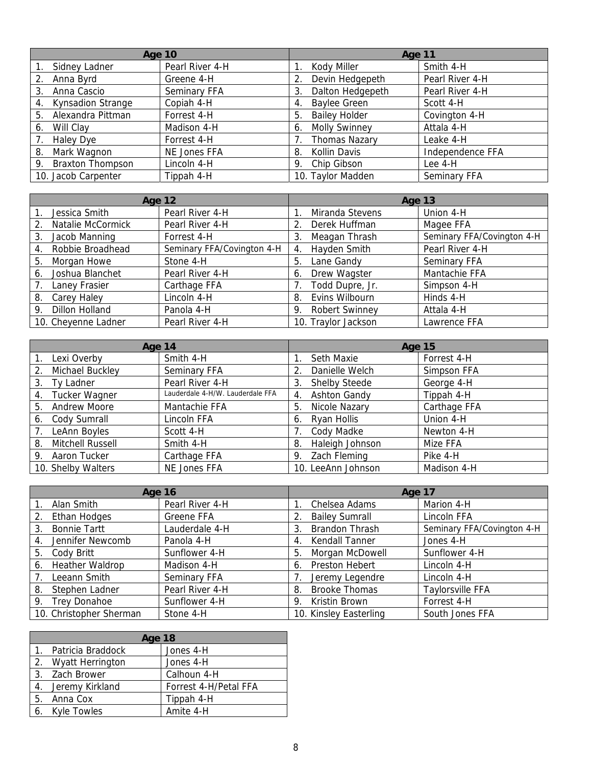| Age 10 | |
|---|---|
| 1. Sidney Ladner | Pearl River 4-H |
| 2. Anna Byrd | Greene 4-H |
| 3. Anna Cascio | Seminary FFA |
| 4. Kynsadion Strange | Copiah 4-H |
| 5. Alexandra Pittman | Forrest 4-H |
| 6. Will Clay | Madison 4-H |
| 7. Haley Dye | Forrest 4-H |
| 8. Mark Wagnon | NE Jones FFA |
| 9. Braxton Thompson | Lincoln 4-H |
| 10. Jacob Carpenter | Tippah 4-H |

| Age 11 | |
|---|---|
| 1. Kody Miller | Smith 4-H |
| 2. Devin Hedgepeth | Pearl River 4-H |
| 3. Dalton Hedgepeth | Pearl River 4-H |
| 4. Baylee Green | Scott 4-H |
| 5. Bailey Holder | Covington 4-H |
| 6. Molly Swinney | Attala 4-H |
| 7. Thomas Nazary | Leake 4-H |
| 8. Kollin Davis | Independence FFA |
| 9. Chip Gibson | Lee 4-H |
| 10. Taylor Madden | Seminary FFA |

| Age 12 | |
|---|---|
| 1. Jessica Smith | Pearl River 4-H |
| 2. Natalie McCormick | Pearl River 4-H |
| 3. Jacob Manning | Forrest 4-H |
| 4. Robbie Broadhead | Seminary FFA/Covington 4-H |
| 5. Morgan Howe | Stone 4-H |
| 6. Joshua Blanchet | Pearl River 4-H |
| 7. Laney Frasier | Carthage FFA |
| 8. Carey Haley | Lincoln 4-H |
| 9. Dillon Holland | Panola 4-H |
| 10. Cheyenne Ladner | Pearl River 4-H |

| Age 13 | |
|---|---|
| 1. Miranda Stevens | Union 4-H |
| 2. Derek Huffman | Magee FFA |
| 3. Meagan Thrash | Seminary FFA/Covington 4-H |
| 4. Hayden Smith | Pearl River 4-H |
| 5. Lane Gandy | Seminary FFA |
| 6. Drew Wagster | Mantachie FFA |
| 7. Todd Dupre, Jr. | Simpson 4-H |
| 8. Evins Wilbourn | Hinds 4-H |
| 9. Robert Swinney | Attala 4-H |
| 10. Traylor Jackson | Lawrence FFA |

| Age 14 | |
|---|---|
| 1. Lexi Overby | Smith 4-H |
| 2. Michael Buckley | Seminary FFA |
| 3. Ty Ladner | Pearl River 4-H |
| 4. Tucker Wagner | Lauderdale 4-H/W. Lauderdale FFA |
| 5. Andrew Moore | Mantachie FFA |
| 6. Cody Sumrall | Lincoln FFA |
| 7. LeAnn Boyles | Scott 4-H |
| 8. Mitchell Russell | Smith 4-H |
| 9. Aaron Tucker | Carthage FFA |
| 10. Shelby Walters | NE Jones FFA |

| Age 15 | |
|---|---|
| 1. Seth Maxie | Forrest 4-H |
| 2. Danielle Welch | Simpson FFA |
| 3. Shelby Steede | George 4-H |
| 4. Ashton Gandy | Tippah 4-H |
| 5. Nicole Nazary | Carthage FFA |
| 6. Ryan Hollis | Union 4-H |
| 7. Cody Madke | Newton 4-H |
| 8. Haleigh Johnson | Mize FFA |
| 9. Zach Fleming | Pike 4-H |
| 10. LeeAnn Johnson | Madison 4-H |

| Age 16 | |
|---|---|
| 1. Alan Smith | Pearl River 4-H |
| 2. Ethan Hodges | Greene FFA |
| 3. Bonnie Tartt | Lauderdale 4-H |
| 4. Jennifer Newcomb | Panola 4-H |
| 5. Cody Britt | Sunflower 4-H |
| 6. Heather Waldrop | Madison 4-H |
| 7. Leeann Smith | Seminary FFA |
| 8. Stephen Ladner | Pearl River 4-H |
| 9. Trey Donahoe | Sunflower 4-H |
| 10. Christopher Sherman | Stone 4-H |

| Age 17 | |
|---|---|
| 1. Chelsea Adams | Marion 4-H |
| 2. Bailey Sumrall | Lincoln FFA |
| 3. Brandon Thrash | Seminary FFA/Covington 4-H |
| 4. Kendall Tanner | Jones 4-H |
| 5. Morgan McDowell | Sunflower 4-H |
| 6. Preston Hebert | Lincoln 4-H |
| 7. Jeremy Legendre | Lincoln 4-H |
| 8. Brooke Thomas | Taylorsville FFA |
| 9. Kristin Brown | Forrest 4-H |
| 10. Kinsley Easterling | South Jones FFA |

| Age 18 | |
|---|---|
| 1. Patricia Braddock | Jones 4-H |
| 2. Wyatt Herrington | Jones 4-H |
| 3. Zach Brower | Calhoun 4-H |
| 4. Jeremy Kirkland | Forrest 4-H/Petal FFA |
| 5. Anna Cox | Tippah 4-H |
| 6. Kyle Towles | Amite 4-H |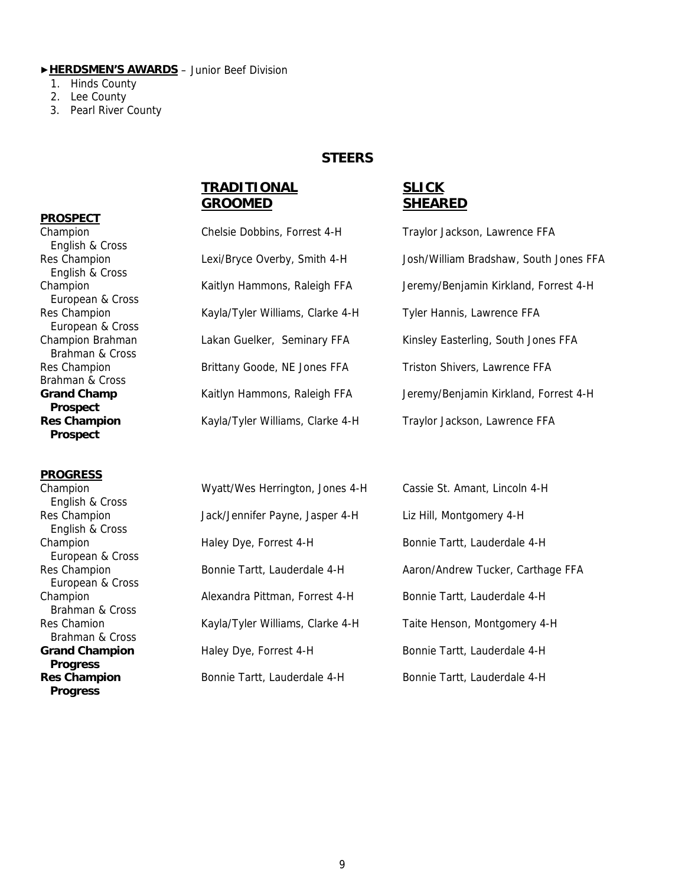►**HERDSMEN'S AWARDS** – Junior Beef Division

1. Hinds County
2. Lee County
3. Pearl River County

## STEERS

| | **TRADITIONAL GROOMED** | **SLICK SHEARED** |
|---|---|---|
| **PROSPECT** | | |
| Champion English & Cross | Chelsie Dobbins, Forrest 4-H | Traylor Jackson, Lawrence FFA |
| Res Champion English & Cross | Lexi/Bryce Overby, Smith 4-H | Josh/William Bradshaw, South Jones FFA |
| Champion European & Cross | Kaitlyn Hammons, Raleigh FFA | Jeremy/Benjamin Kirkland, Forrest 4-H |
| Res Champion European & Cross | Kayla/Tyler Williams, Clarke 4-H | Tyler Hannis, Lawrence FFA |
| Champion Brahman Brahman & Cross | Lakan Guelker, Seminary FFA | Kinsley Easterling, South Jones FFA |
| Res Champion Brahman & Cross | Brittany Goode, NE Jones FFA | Triston Shivers, Lawrence FFA |
| **Grand Champ Prospect** | Kaitlyn Hammons, Raleigh FFA | Jeremy/Benjamin Kirkland, Forrest 4-H |
| **Res Champion Prospect** | Kayla/Tyler Williams, Clarke 4-H | Traylor Jackson, Lawrence FFA |
| **PROGRESS** | | |
| Champion English & Cross | Wyatt/Wes Herrington, Jones 4-H | Cassie St. Amant, Lincoln 4-H |
| Res Champion English & Cross | Jack/Jennifer Payne, Jasper 4-H | Liz Hill, Montgomery 4-H |
| Champion European & Cross | Haley Dye, Forrest 4-H | Bonnie Tartt, Lauderdale 4-H |
| Res Champion European & Cross | Bonnie Tartt, Lauderdale 4-H | Aaron/Andrew Tucker, Carthage FFA |
| Champion Brahman & Cross | Alexandra Pittman, Forrest 4-H | Bonnie Tartt, Lauderdale 4-H |
| Res Chamion Brahman & Cross | Kayla/Tyler Williams, Clarke 4-H | Taite Henson, Montgomery 4-H |
| **Grand Champion Progress** | Haley Dye, Forrest 4-H | Bonnie Tartt, Lauderdale 4-H |
| **Res Champion Progress** | Bonnie Tartt, Lauderdale 4-H | Bonnie Tartt, Lauderdale 4-H |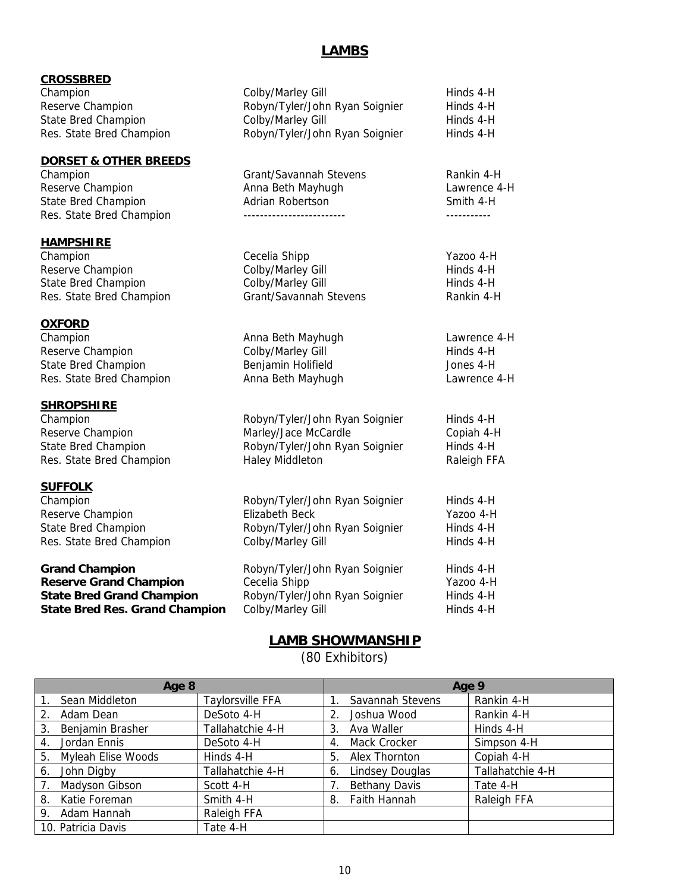# LAMBS

## CROSSBRED

| | | |
|---|---|---|
| Champion | Colby/Marley Gill | Hinds 4-H |
| Reserve Champion | Robyn/Tyler/John Ryan Soignier | Hinds 4-H |
| State Bred Champion | Colby/Marley Gill | Hinds 4-H |
| Res. State Bred Champion | Robyn/Tyler/John Ryan Soignier | Hinds 4-H |

## DORSET & OTHER BREEDS

| | | |
|---|---|---|
| Champion | Grant/Savannah Stevens | Rankin 4-H |
| Reserve Champion | Anna Beth Mayhugh | Lawrence 4-H |
| State Bred Champion | Adrian Robertson | Smith 4-H |
| Res. State Bred Champion | ------------------------- | ----------- |

## HAMPSHIRE

| | | |
|---|---|---|
| Champion | Cecelia Shipp | Yazoo 4-H |
| Reserve Champion | Colby/Marley Gill | Hinds 4-H |
| State Bred Champion | Colby/Marley Gill | Hinds 4-H |
| Res. State Bred Champion | Grant/Savannah Stevens | Rankin 4-H |

## OXFORD

| | | |
|---|---|---|
| Champion | Anna Beth Mayhugh | Lawrence 4-H |
| Reserve Champion | Colby/Marley Gill | Hinds 4-H |
| State Bred Champion | Benjamin Holifield | Jones 4-H |
| Res. State Bred Champion | Anna Beth Mayhugh | Lawrence 4-H |

## SHROPSHIRE

| | | |
|---|---|---|
| Champion | Robyn/Tyler/John Ryan Soignier | Hinds 4-H |
| Reserve Champion | Marley/Jace McCardle | Copiah 4-H |
| State Bred Champion | Robyn/Tyler/John Ryan Soignier | Hinds 4-H |
| Res. State Bred Champion | Haley Middleton | Raleigh FFA |

## SUFFOLK

| | | |
|---|---|---|
| Champion | Robyn/Tyler/John Ryan Soignier | Hinds 4-H |
| Reserve Champion | Elizabeth Beck | Yazoo 4-H |
| State Bred Champion | Robyn/Tyler/John Ryan Soignier | Hinds 4-H |
| Res. State Bred Champion | Colby/Marley Gill | Hinds 4-H |

| | | |
|---|---|---|
| **Grand Champion** | Robyn/Tyler/John Ryan Soignier | Hinds 4-H |
| **Reserve Grand Champion** | Cecelia Shipp | Yazoo 4-H |
| **State Bred Grand Champion** | Robyn/Tyler/John Ryan Soignier | Hinds 4-H |
| **State Bred Res. Grand Champion** | Colby/Marley Gill | Hinds 4-H |

# LAMB SHOWMANSHIP

(80 Exhibitors)

| Age 8 | | Age 9 | |
|---|---|---|---|
| 1. Sean Middleton | Taylorsville FFA | 1. Savannah Stevens | Rankin 4-H |
| 2. Adam Dean | DeSoto 4-H | 2. Joshua Wood | Rankin 4-H |
| 3. Benjamin Brasher | Tallahatchie 4-H | 3. Ava Waller | Hinds 4-H |
| 4. Jordan Ennis | DeSoto 4-H | 4. Mack Crocker | Simpson 4-H |
| 5. Myleah Elise Woods | Hinds 4-H | 5. Alex Thornton | Copiah 4-H |
| 6. John Digby | Tallahatchie 4-H | 6. Lindsey Douglas | Tallahatchie 4-H |
| 7. Madyson Gibson | Scott 4-H | 7. Bethany Davis | Tate 4-H |
| 8. Katie Foreman | Smith 4-H | 8. Faith Hannah | Raleigh FFA |
| 9. Adam Hannah | Raleigh FFA | | |
| 10. Patricia Davis | Tate 4-H | | |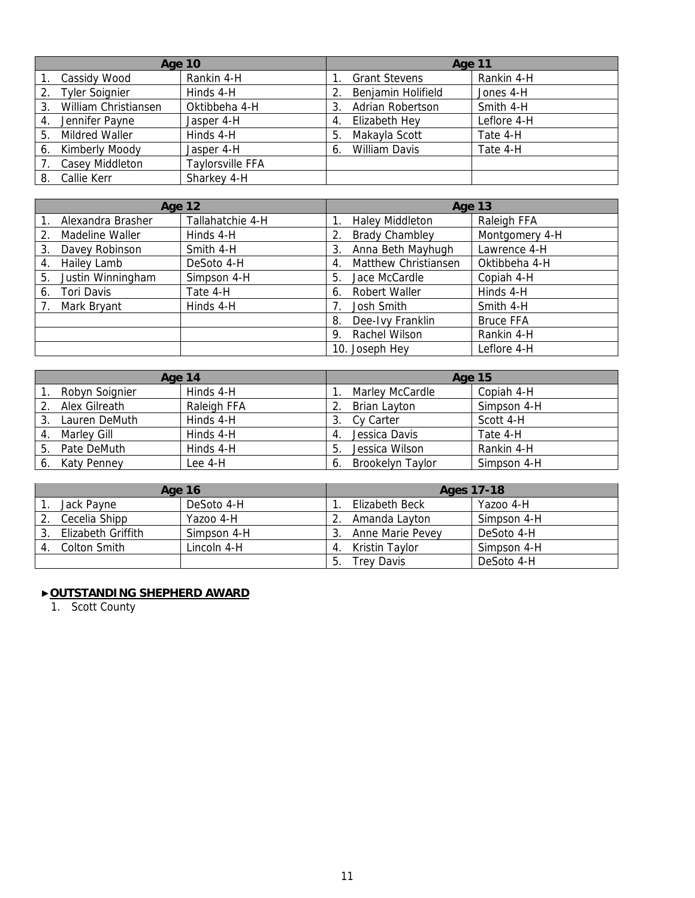| Age 10 | | Age 11 | |
|---|---|---|---|
| 1. Cassidy Wood | Rankin 4-H | 1. Grant Stevens | Rankin 4-H |
| 2. Tyler Soignier | Hinds 4-H | 2. Benjamin Holifield | Jones 4-H |
| 3. William Christiansen | Oktibbeha 4-H | 3. Adrian Robertson | Smith 4-H |
| 4. Jennifer Payne | Jasper 4-H | 4. Elizabeth Hey | Leflore 4-H |
| 5. Mildred Waller | Hinds 4-H | 5. Makayla Scott | Tate 4-H |
| 6. Kimberly Moody | Jasper 4-H | 6. William Davis | Tate 4-H |
| 7. Casey Middleton | Taylorsville FFA | | |
| 8. Callie Kerr | Sharkey 4-H | | |

| Age 12 | | Age 13 | |
|---|---|---|---|
| 1. Alexandra Brasher | Tallahatchie 4-H | 1. Haley Middleton | Raleigh FFA |
| 2. Madeline Waller | Hinds 4-H | 2. Brady Chambley | Montgomery 4-H |
| 3. Davey Robinson | Smith 4-H | 3. Anna Beth Mayhugh | Lawrence 4-H |
| 4. Hailey Lamb | DeSoto 4-H | 4. Matthew Christiansen | Oktibbeha 4-H |
| 5. Justin Winningham | Simpson 4-H | 5. Jace McCardle | Copiah 4-H |
| 6. Tori Davis | Tate 4-H | 6. Robert Waller | Hinds 4-H |
| 7. Mark Bryant | Hinds 4-H | 7. Josh Smith | Smith 4-H |
| | | 8. Dee-Ivy Franklin | Bruce FFA |
| | | 9. Rachel Wilson | Rankin 4-H |
| | | 10. Joseph Hey | Leflore 4-H |

| Age 14 | | Age 15 | |
|---|---|---|---|
| 1. Robyn Soignier | Hinds 4-H | 1. Marley McCardle | Copiah 4-H |
| 2. Alex Gilreath | Raleigh FFA | 2. Brian Layton | Simpson 4-H |
| 3. Lauren DeMuth | Hinds 4-H | 3. Cy Carter | Scott 4-H |
| 4. Marley Gill | Hinds 4-H | 4. Jessica Davis | Tate 4-H |
| 5. Pate DeMuth | Hinds 4-H | 5. Jessica Wilson | Rankin 4-H |
| 6. Katy Penney | Lee 4-H | 6. Brookelyn Taylor | Simpson 4-H |

| Age 16 | | Ages 17-18 | |
|---|---|---|---|
| 1. Jack Payne | DeSoto 4-H | 1. Elizabeth Beck | Yazoo 4-H |
| 2. Cecelia Shipp | Yazoo 4-H | 2. Amanda Layton | Simpson 4-H |
| 3. Elizabeth Griffith | Simpson 4-H | 3. Anne Marie Pevey | DeSoto 4-H |
| 4. Colton Smith | Lincoln 4-H | 4. Kristin Taylor | Simpson 4-H |
| | | 5. Trey Davis | DeSoto 4-H |

►**OUTSTANDING SHEPHERD AWARD**

1. Scott County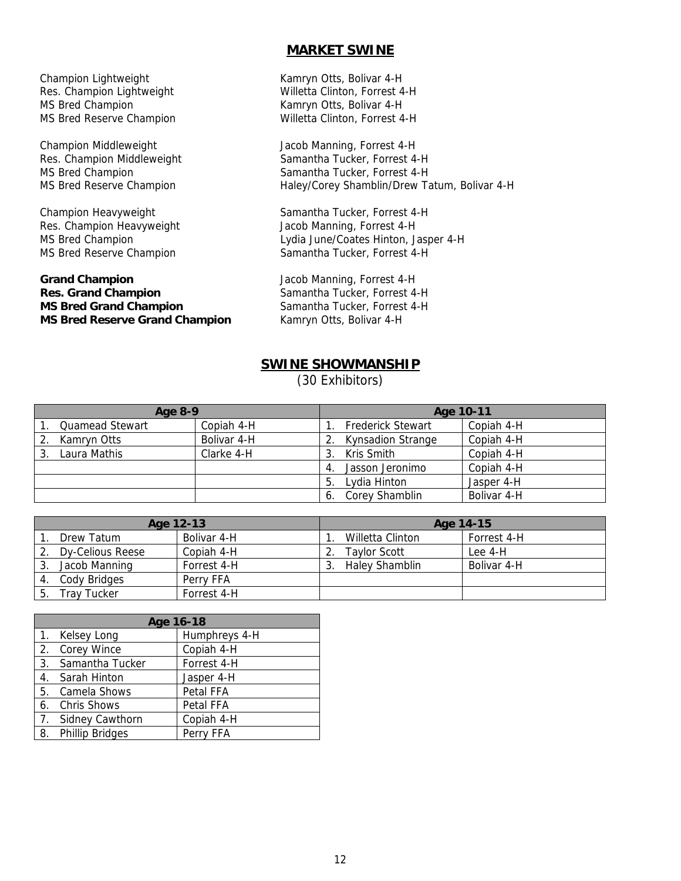## MARKET SWINE

| | |
|---|---|
| Champion Lightweight | Kamryn Otts, Bolivar 4-H |
| Res. Champion Lightweight | Willetta Clinton, Forrest 4-H |
| MS Bred Champion | Kamryn Otts, Bolivar 4-H |
| MS Bred Reserve Champion | Willetta Clinton, Forrest 4-H |
| | |
| Champion Middleweight | Jacob Manning, Forrest 4-H |
| Res. Champion Middleweight | Samantha Tucker, Forrest 4-H |
| MS Bred Champion | Samantha Tucker, Forrest 4-H |
| MS Bred Reserve Champion | Haley/Corey Shamblin/Drew Tatum, Bolivar 4-H |
| | |
| Champion Heavyweight | Samantha Tucker, Forrest 4-H |
| Res. Champion Heavyweight | Jacob Manning, Forrest 4-H |
| MS Bred Champion | Lydia June/Coates Hinton, Jasper 4-H |
| MS Bred Reserve Champion | Samantha Tucker, Forrest 4-H |
| | |
| **Grand Champion** | Jacob Manning, Forrest 4-H |
| **Res. Grand Champion** | Samantha Tucker, Forrest 4-H |
| **MS Bred Grand Champion** | Samantha Tucker, Forrest 4-H |
| **MS Bred Reserve Grand Champion** | Kamryn Otts, Bolivar 4-H |

## SWINE SHOWMANSHIP

(30 Exhibitors)

| Age 8-9 | | Age 10-11 | |
|---|---|---|---|
| 1. Quamead Stewart | Copiah 4-H | 1. Frederick Stewart | Copiah 4-H |
| 2. Kamryn Otts | Bolivar 4-H | 2. Kynsadion Strange | Copiah 4-H |
| 3. Laura Mathis | Clarke 4-H | 3. Kris Smith | Copiah 4-H |
| | | 4. Jasson Jeronimo | Copiah 4-H |
| | | 5. Lydia Hinton | Jasper 4-H |
| | | 6. Corey Shamblin | Bolivar 4-H |

| Age 12-13 | | Age 14-15 | |
|---|---|---|---|
| 1. Drew Tatum | Bolivar 4-H | 1. Willetta Clinton | Forrest 4-H |
| 2. Dy-Celious Reese | Copiah 4-H | 2. Taylor Scott | Lee 4-H |
| 3. Jacob Manning | Forrest 4-H | 3. Haley Shamblin | Bolivar 4-H |
| 4. Cody Bridges | Perry FFA | | |
| 5. Tray Tucker | Forrest 4-H | | |

| Age 16-18 | |
|---|---|
| 1. Kelsey Long | Humphreys 4-H |
| 2. Corey Wince | Copiah 4-H |
| 3. Samantha Tucker | Forrest 4-H |
| 4. Sarah Hinton | Jasper 4-H |
| 5. Camela Shows | Petal FFA |
| 6. Chris Shows | Petal FFA |
| 7. Sidney Cawthorn | Copiah 4-H |
| 8. Phillip Bridges | Perry FFA |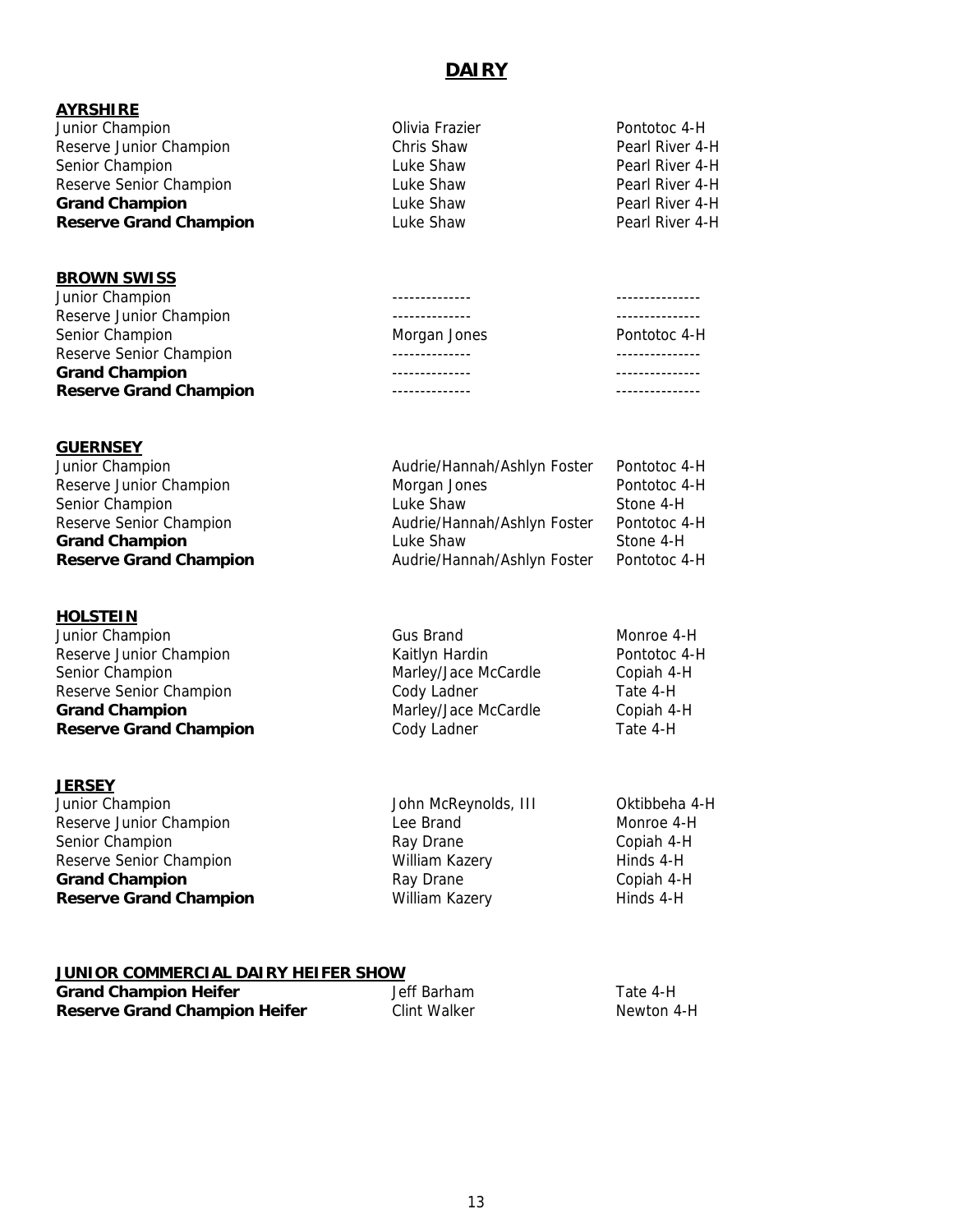# DAIRY

## AYRSHIRE

| | | |
|---|---|---|
| Junior Champion | Olivia Frazier | Pontotoc 4-H |
| Reserve Junior Champion | Chris Shaw | Pearl River 4-H |
| Senior Champion | Luke Shaw | Pearl River 4-H |
| Reserve Senior Champion | Luke Shaw | Pearl River 4-H |
| **Grand Champion** | Luke Shaw | Pearl River 4-H |
| **Reserve Grand Champion** | Luke Shaw | Pearl River 4-H |

## BROWN SWISS

| | | |
|---|---|---|
| Junior Champion | -------------- | --------------- |
| Reserve Junior Champion | -------------- | --------------- |
| Senior Champion | Morgan Jones | Pontotoc 4-H |
| Reserve Senior Champion | -------------- | --------------- |
| **Grand Champion** | -------------- | --------------- |
| **Reserve Grand Champion** | -------------- | --------------- |

## GUERNSEY

| | | |
|---|---|---|
| Junior Champion | Audrie/Hannah/Ashlyn Foster | Pontotoc 4-H |
| Reserve Junior Champion | Morgan Jones | Pontotoc 4-H |
| Senior Champion | Luke Shaw | Stone 4-H |
| Reserve Senior Champion | Audrie/Hannah/Ashlyn Foster | Pontotoc 4-H |
| **Grand Champion** | Luke Shaw | Stone 4-H |
| **Reserve Grand Champion** | Audrie/Hannah/Ashlyn Foster | Pontotoc 4-H |

## HOLSTEIN

| | | |
|---|---|---|
| Junior Champion | Gus Brand | Monroe 4-H |
| Reserve Junior Champion | Kaitlyn Hardin | Pontotoc 4-H |
| Senior Champion | Marley/Jace McCardle | Copiah 4-H |
| Reserve Senior Champion | Cody Ladner | Tate 4-H |
| **Grand Champion** | Marley/Jace McCardle | Copiah 4-H |
| **Reserve Grand Champion** | Cody Ladner | Tate 4-H |

## JERSEY

| | | |
|---|---|---|
| Junior Champion | John McReynolds, III | Oktibbeha 4-H |
| Reserve Junior Champion | Lee Brand | Monroe 4-H |
| Senior Champion | Ray Drane | Copiah 4-H |
| Reserve Senior Champion | William Kazery | Hinds 4-H |
| **Grand Champion** | Ray Drane | Copiah 4-H |
| **Reserve Grand Champion** | William Kazery | Hinds 4-H |

## JUNIOR COMMERCIAL DAIRY HEIFER SHOW

| | | |
|---|---|---|
| **Grand Champion Heifer** | Jeff Barham | Tate 4-H |
| **Reserve Grand Champion Heifer** | Clint Walker | Newton 4-H |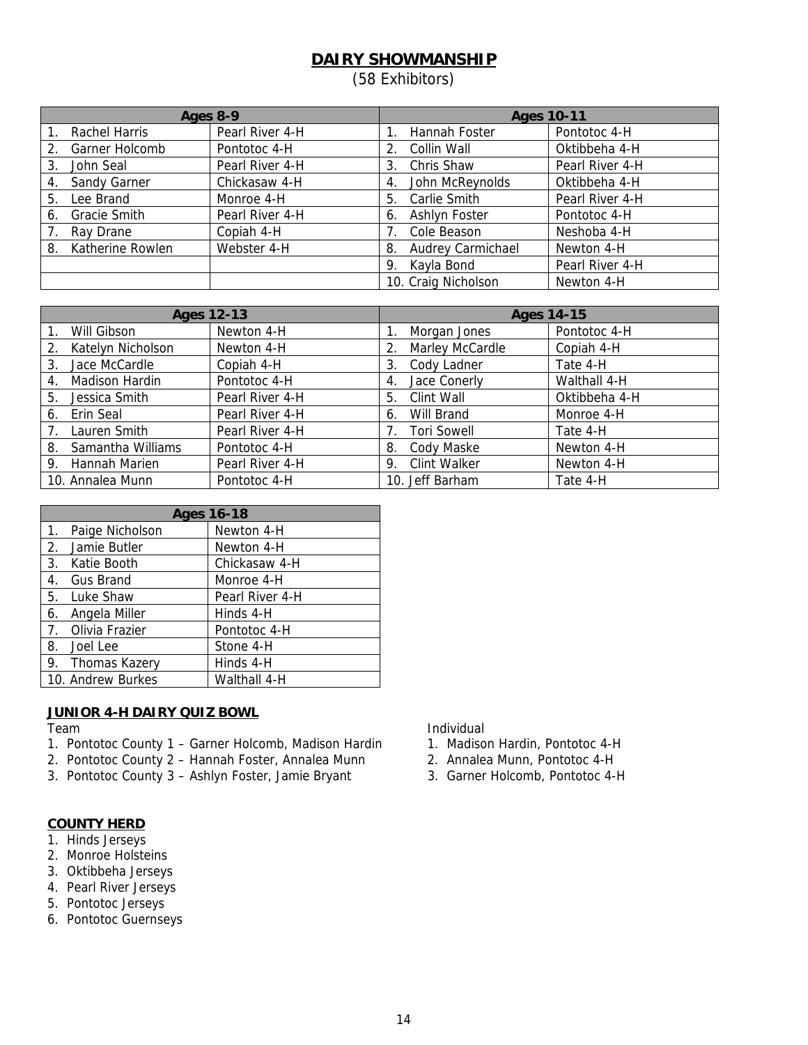## DAIRY SHOWMANSHIP

(58 Exhibitors)

| Ages 8-9 | | Ages 10-11 | |
|---|---|---|---|
| 1. Rachel Harris | Pearl River 4-H | 1. Hannah Foster | Pontotoc 4-H |
| 2. Garner Holcomb | Pontotoc 4-H | 2. Collin Wall | Oktibbeha 4-H |
| 3. John Seal | Pearl River 4-H | 3. Chris Shaw | Pearl River 4-H |
| 4. Sandy Garner | Chickasaw 4-H | 4. John McReynolds | Oktibbeha 4-H |
| 5. Lee Brand | Monroe 4-H | 5. Carlie Smith | Pearl River 4-H |
| 6. Gracie Smith | Pearl River 4-H | 6. Ashlyn Foster | Pontotoc 4-H |
| 7. Ray Drane | Copiah 4-H | 7. Cole Beason | Neshoba 4-H |
| 8. Katherine Rowlen | Webster 4-H | 8. Audrey Carmichael | Newton 4-H |
| | | 9. Kayla Bond | Pearl River 4-H |
| | | 10. Craig Nicholson | Newton 4-H |

| Ages 12-13 | | Ages 14-15 | |
|---|---|---|---|
| 1. Will Gibson | Newton 4-H | 1. Morgan Jones | Pontotoc 4-H |
| 2. Katelyn Nicholson | Newton 4-H | 2. Marley McCardle | Copiah 4-H |
| 3. Jace McCardle | Copiah 4-H | 3. Cody Ladner | Tate 4-H |
| 4. Madison Hardin | Pontotoc 4-H | 4. Jace Conerly | Walthall 4-H |
| 5. Jessica Smith | Pearl River 4-H | 5. Clint Wall | Oktibbeha 4-H |
| 6. Erin Seal | Pearl River 4-H | 6. Will Brand | Monroe 4-H |
| 7. Lauren Smith | Pearl River 4-H | 7. Tori Sowell | Tate 4-H |
| 8. Samantha Williams | Pontotoc 4-H | 8. Cody Maske | Newton 4-H |
| 9. Hannah Marien | Pearl River 4-H | 9. Clint Walker | Newton 4-H |
| 10. Annalea Munn | Pontotoc 4-H | 10. Jeff Barham | Tate 4-H |

| Ages 16-18 | |
|---|---|
| 1. Paige Nicholson | Newton 4-H |
| 2. Jamie Butler | Newton 4-H |
| 3. Katie Booth | Chickasaw 4-H |
| 4. Gus Brand | Monroe 4-H |
| 5. Luke Shaw | Pearl River 4-H |
| 6. Angela Miller | Hinds 4-H |
| 7. Olivia Frazier | Pontotoc 4-H |
| 8. Joel Lee | Stone 4-H |
| 9. Thomas Kazery | Hinds 4-H |
| 10. Andrew Burkes | Walthall 4-H |

### JUNIOR 4-H DAIRY QUIZ BOWL

Team

1. Pontotoc County 1 – Garner Holcomb, Madison Hardin
2. Pontotoc County 2 – Hannah Foster, Annalea Munn
3. Pontotoc County 3 – Ashlyn Foster, Jamie Bryant

Individual

1. Madison Hardin, Pontotoc 4-H
2. Annalea Munn, Pontotoc 4-H
3. Garner Holcomb, Pontotoc 4-H

### COUNTY HERD

1. Hinds Jerseys
2. Monroe Holsteins
3. Oktibbeha Jerseys
4. Pearl River Jerseys
5. Pontotoc Jerseys
6. Pontotoc Guernseys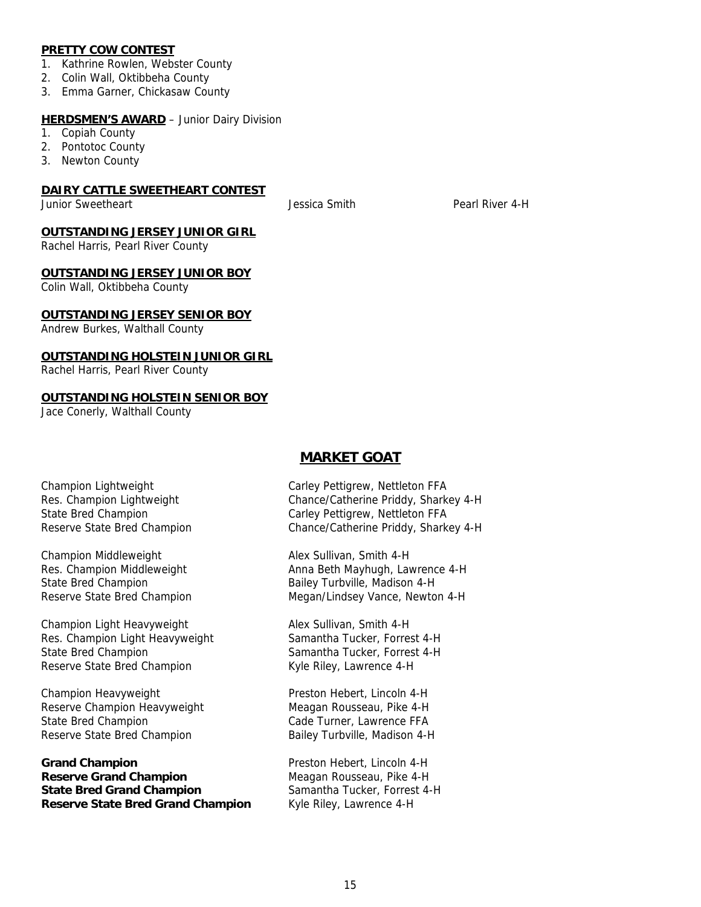**PRETTY COW CONTEST**

1. Kathrine Rowlen, Webster County
2. Colin Wall, Oktibbeha County
3. Emma Garner, Chickasaw County

**HERDSMEN'S AWARD** – Junior Dairy Division

1. Copiah County
2. Pontotoc County
3. Newton County

**DAIRY CATTLE SWEETHEART CONTEST**

| | | |
|---|---|---|
| Junior Sweetheart | Jessica Smith | Pearl River 4-H |

**OUTSTANDING JERSEY JUNIOR GIRL**

Rachel Harris, Pearl River County

**OUTSTANDING JERSEY JUNIOR BOY**

Colin Wall, Oktibbeha County

**OUTSTANDING JERSEY SENIOR BOY**

Andrew Burkes, Walthall County

**OUTSTANDING HOLSTEIN JUNIOR GIRL**

Rachel Harris, Pearl River County

**OUTSTANDING HOLSTEIN SENIOR BOY**

Jace Conerly, Walthall County

## MARKET GOAT

| | |
|---|---|
| Champion Lightweight | Carley Pettigrew, Nettleton FFA |
| Res. Champion Lightweight | Chance/Catherine Priddy, Sharkey 4-H |
| State Bred Champion | Carley Pettigrew, Nettleton FFA |
| Reserve State Bred Champion | Chance/Catherine Priddy, Sharkey 4-H |
| Champion Middleweight | Alex Sullivan, Smith 4-H |
| Res. Champion Middleweight | Anna Beth Mayhugh, Lawrence 4-H |
| State Bred Champion | Bailey Turbville, Madison 4-H |
| Reserve State Bred Champion | Megan/Lindsey Vance, Newton 4-H |
| Champion Light Heavyweight | Alex Sullivan, Smith 4-H |
| Res. Champion Light Heavyweight | Samantha Tucker, Forrest 4-H |
| State Bred Champion | Samantha Tucker, Forrest 4-H |
| Reserve State Bred Champion | Kyle Riley, Lawrence 4-H |
| Champion Heavyweight | Preston Hebert, Lincoln 4-H |
| Reserve Champion Heavyweight | Meagan Rousseau, Pike 4-H |
| State Bred Champion | Cade Turner, Lawrence FFA |
| Reserve State Bred Champion | Bailey Turbville, Madison 4-H |
| **Grand Champion** | Preston Hebert, Lincoln 4-H |
| **Reserve Grand Champion** | Meagan Rousseau, Pike 4-H |
| **State Bred Grand Champion** | Samantha Tucker, Forrest 4-H |
| **Reserve State Bred Grand Champion** | Kyle Riley, Lawrence 4-H |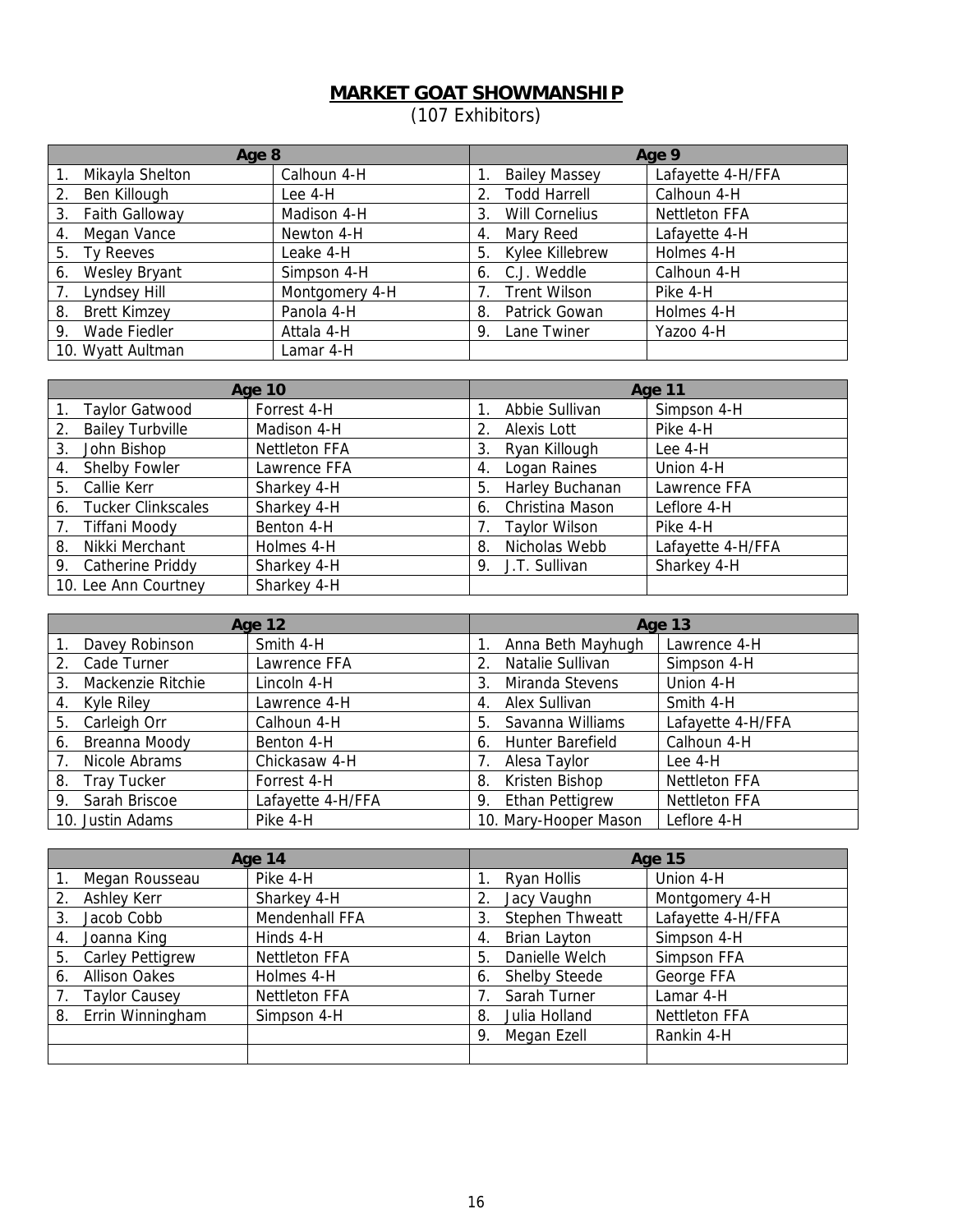# MARKET GOAT SHOWMANSHIP

(107 Exhibitors)

| Age 8 | | Age 9 | |
|---|---|---|---|
| 1. Mikayla Shelton | Calhoun 4-H | 1. Bailey Massey | Lafayette 4-H/FFA |
| 2. Ben Killough | Lee 4-H | 2. Todd Harrell | Calhoun 4-H |
| 3. Faith Galloway | Madison 4-H | 3. Will Cornelius | Nettleton FFA |
| 4. Megan Vance | Newton 4-H | 4. Mary Reed | Lafayette 4-H |
| 5. Ty Reeves | Leake 4-H | 5. Kylee Killebrew | Holmes 4-H |
| 6. Wesley Bryant | Simpson 4-H | 6. C.J. Weddle | Calhoun 4-H |
| 7. Lyndsey Hill | Montgomery 4-H | 7. Trent Wilson | Pike 4-H |
| 8. Brett Kimzey | Panola 4-H | 8. Patrick Gowan | Holmes 4-H |
| 9. Wade Fiedler | Attala 4-H | 9. Lane Twiner | Yazoo 4-H |
| 10. Wyatt Aultman | Lamar 4-H | | |

| Age 10 | | Age 11 | |
|---|---|---|---|
| 1. Taylor Gatwood | Forrest 4-H | 1. Abbie Sullivan | Simpson 4-H |
| 2. Bailey Turbville | Madison 4-H | 2. Alexis Lott | Pike 4-H |
| 3. John Bishop | Nettleton FFA | 3. Ryan Killough | Lee 4-H |
| 4. Shelby Fowler | Lawrence FFA | 4. Logan Raines | Union 4-H |
| 5. Callie Kerr | Sharkey 4-H | 5. Harley Buchanan | Lawrence FFA |
| 6. Tucker Clinkscales | Sharkey 4-H | 6. Christina Mason | Leflore 4-H |
| 7. Tiffani Moody | Benton 4-H | 7. Taylor Wilson | Pike 4-H |
| 8. Nikki Merchant | Holmes 4-H | 8. Nicholas Webb | Lafayette 4-H/FFA |
| 9. Catherine Priddy | Sharkey 4-H | 9. J.T. Sullivan | Sharkey 4-H |
| 10. Lee Ann Courtney | Sharkey 4-H | | |

| Age 12 | | Age 13 | |
|---|---|---|---|
| 1. Davey Robinson | Smith 4-H | 1. Anna Beth Mayhugh | Lawrence 4-H |
| 2. Cade Turner | Lawrence FFA | 2. Natalie Sullivan | Simpson 4-H |
| 3. Mackenzie Ritchie | Lincoln 4-H | 3. Miranda Stevens | Union 4-H |
| 4. Kyle Riley | Lawrence 4-H | 4. Alex Sullivan | Smith 4-H |
| 5. Carleigh Orr | Calhoun 4-H | 5. Savanna Williams | Lafayette 4-H/FFA |
| 6. Breanna Moody | Benton 4-H | 6. Hunter Barefield | Calhoun 4-H |
| 7. Nicole Abrams | Chickasaw 4-H | 7. Alesa Taylor | Lee 4-H |
| 8. Tray Tucker | Forrest 4-H | 8. Kristen Bishop | Nettleton FFA |
| 9. Sarah Briscoe | Lafayette 4-H/FFA | 9. Ethan Pettigrew | Nettleton FFA |
| 10. Justin Adams | Pike 4-H | 10. Mary-Hooper Mason | Leflore 4-H |

| Age 14 | | Age 15 | |
|---|---|---|---|
| 1. Megan Rousseau | Pike 4-H | 1. Ryan Hollis | Union 4-H |
| 2. Ashley Kerr | Sharkey 4-H | 2. Jacy Vaughn | Montgomery 4-H |
| 3. Jacob Cobb | Mendenhall FFA | 3. Stephen Thweatt | Lafayette 4-H/FFA |
| 4. Joanna King | Hinds 4-H | 4. Brian Layton | Simpson 4-H |
| 5. Carley Pettigrew | Nettleton FFA | 5. Danielle Welch | Simpson FFA |
| 6. Allison Oakes | Holmes 4-H | 6. Shelby Steede | George FFA |
| 7. Taylor Causey | Nettleton FFA | 7. Sarah Turner | Lamar 4-H |
| 8. Errin Winningham | Simpson 4-H | 8. Julia Holland | Nettleton FFA |
| | | 9. Megan Ezell | Rankin 4-H |
| | | | |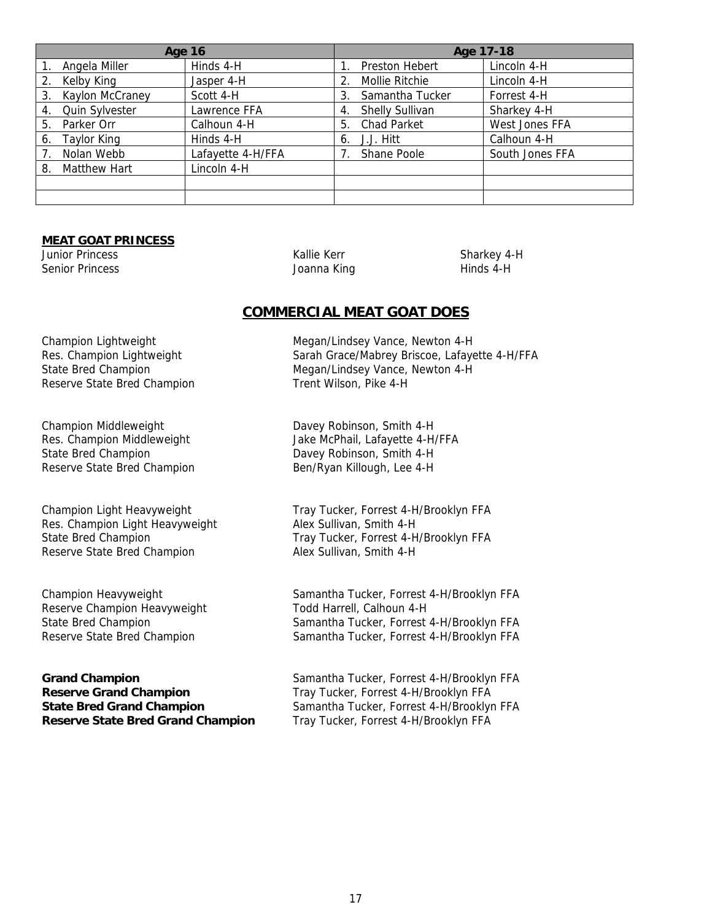| Age 16 | | Age 17-18 | |
|---|---|---|---|
| 1. Angela Miller | Hinds 4-H | 1. Preston Hebert | Lincoln 4-H |
| 2. Kelby King | Jasper 4-H | 2. Mollie Ritchie | Lincoln 4-H |
| 3. Kaylon McCraney | Scott 4-H | 3. Samantha Tucker | Forrest 4-H |
| 4. Quin Sylvester | Lawrence FFA | 4. Shelly Sullivan | Sharkey 4-H |
| 5. Parker Orr | Calhoun 4-H | 5. Chad Parket | West Jones FFA |
| 6. Taylor King | Hinds 4-H | 6. J.J. Hitt | Calhoun 4-H |
| 7. Nolan Webb | Lafayette 4-H/FFA | 7. Shane Poole | South Jones FFA |
| 8. Matthew Hart | Lincoln 4-H | | |
| | | | |
| | | | |

**MEAT GOAT PRINCESS**

| | | |
|---|---|---|
| Junior Princess | Kallie Kerr | Sharkey 4-H |
| Senior Princess | Joanna King | Hinds 4-H |

## COMMERCIAL MEAT GOAT DOES

Champion Lightweight — Megan/Lindsey Vance, Newton 4-H
Res. Champion Lightweight — Sarah Grace/Mabrey Briscoe, Lafayette 4-H/FFA
State Bred Champion — Megan/Lindsey Vance, Newton 4-H
Reserve State Bred Champion — Trent Wilson, Pike 4-H

Champion Middleweight — Davey Robinson, Smith 4-H
Res. Champion Middleweight — Jake McPhail, Lafayette 4-H/FFA
State Bred Champion — Davey Robinson, Smith 4-H
Reserve State Bred Champion — Ben/Ryan Killough, Lee 4-H

Champion Light Heavyweight — Tray Tucker, Forrest 4-H/Brooklyn FFA
Res. Champion Light Heavyweight — Alex Sullivan, Smith 4-H
State Bred Champion — Tray Tucker, Forrest 4-H/Brooklyn FFA
Reserve State Bred Champion — Alex Sullivan, Smith 4-H

Champion Heavyweight — Samantha Tucker, Forrest 4-H/Brooklyn FFA
Reserve Champion Heavyweight — Todd Harrell, Calhoun 4-H
State Bred Champion — Samantha Tucker, Forrest 4-H/Brooklyn FFA
Reserve State Bred Champion — Samantha Tucker, Forrest 4-H/Brooklyn FFA

**Grand Champion** — Samantha Tucker, Forrest 4-H/Brooklyn FFA
**Reserve Grand Champion** — Tray Tucker, Forrest 4-H/Brooklyn FFA
**State Bred Grand Champion** — Samantha Tucker, Forrest 4-H/Brooklyn FFA
**Reserve State Bred Grand Champion** — Tray Tucker, Forrest 4-H/Brooklyn FFA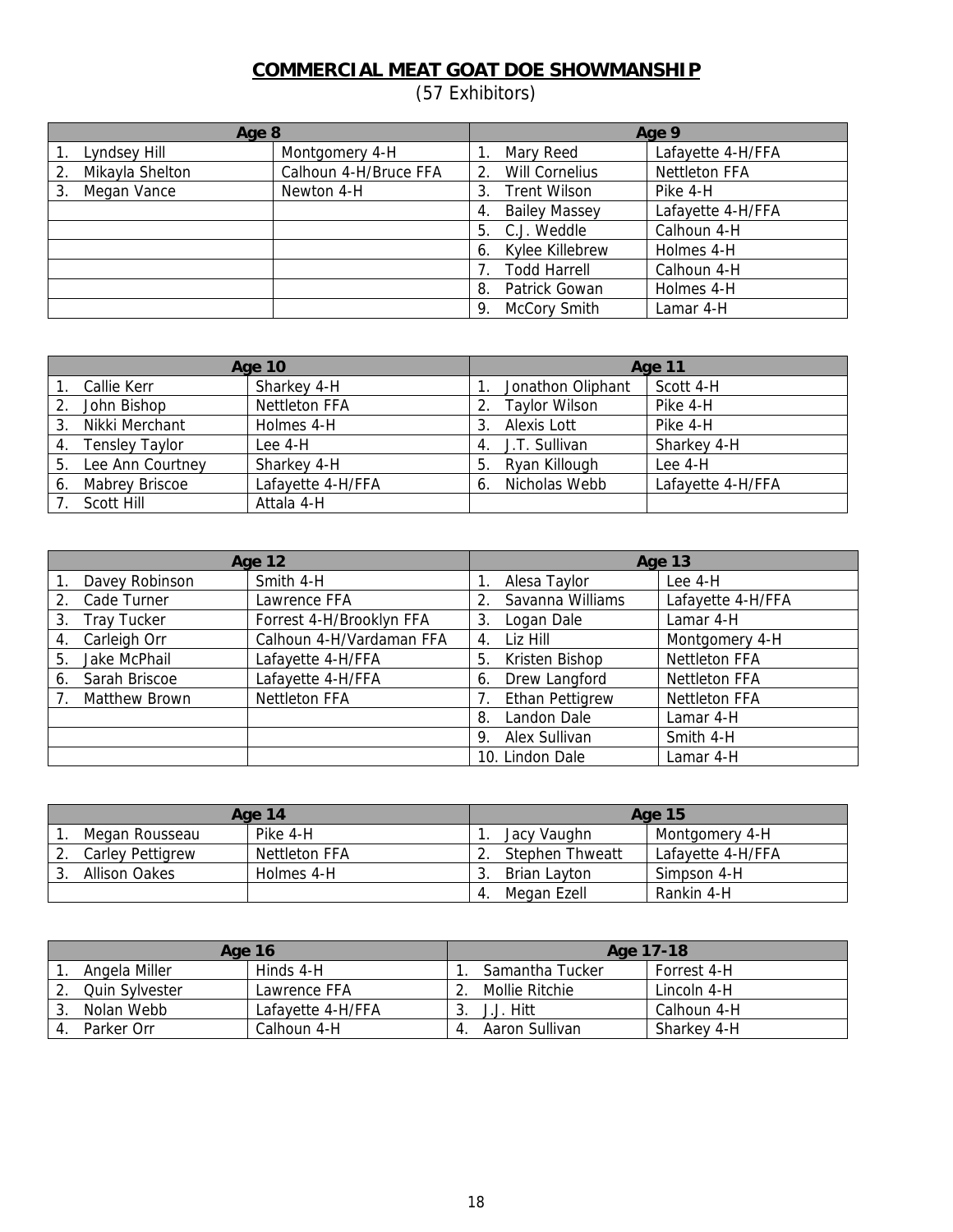## COMMERCIAL MEAT GOAT DOE SHOWMANSHIP

(57 Exhibitors)

| Age 8 | | Age 9 | |
|---|---|---|---|
| 1. Lyndsey Hill | Montgomery 4-H | 1. Mary Reed | Lafayette 4-H/FFA |
| 2. Mikayla Shelton | Calhoun 4-H/Bruce FFA | 2. Will Cornelius | Nettleton FFA |
| 3. Megan Vance | Newton 4-H | 3. Trent Wilson | Pike 4-H |
| | | 4. Bailey Massey | Lafayette 4-H/FFA |
| | | 5. C.J. Weddle | Calhoun 4-H |
| | | 6. Kylee Killebrew | Holmes 4-H |
| | | 7. Todd Harrell | Calhoun 4-H |
| | | 8. Patrick Gowan | Holmes 4-H |
| | | 9. McCory Smith | Lamar 4-H |

| Age 10 | | Age 11 | |
|---|---|---|---|
| 1. Callie Kerr | Sharkey 4-H | 1. Jonathon Oliphant | Scott 4-H |
| 2. John Bishop | Nettleton FFA | 2. Taylor Wilson | Pike 4-H |
| 3. Nikki Merchant | Holmes 4-H | 3. Alexis Lott | Pike 4-H |
| 4. Tensley Taylor | Lee 4-H | 4. J.T. Sullivan | Sharkey 4-H |
| 5. Lee Ann Courtney | Sharkey 4-H | 5. Ryan Killough | Lee 4-H |
| 6. Mabrey Briscoe | Lafayette 4-H/FFA | 6. Nicholas Webb | Lafayette 4-H/FFA |
| 7. Scott Hill | Attala 4-H | | |

| Age 12 | | Age 13 | |
|---|---|---|---|
| 1. Davey Robinson | Smith 4-H | 1. Alesa Taylor | Lee 4-H |
| 2. Cade Turner | Lawrence FFA | 2. Savanna Williams | Lafayette 4-H/FFA |
| 3. Tray Tucker | Forrest 4-H/Brooklyn FFA | 3. Logan Dale | Lamar 4-H |
| 4. Carleigh Orr | Calhoun 4-H/Vardaman FFA | 4. Liz Hill | Montgomery 4-H |
| 5. Jake McPhail | Lafayette 4-H/FFA | 5. Kristen Bishop | Nettleton FFA |
| 6. Sarah Briscoe | Lafayette 4-H/FFA | 6. Drew Langford | Nettleton FFA |
| 7. Matthew Brown | Nettleton FFA | 7. Ethan Pettigrew | Nettleton FFA |
| | | 8. Landon Dale | Lamar 4-H |
| | | 9. Alex Sullivan | Smith 4-H |
| | | 10. Lindon Dale | Lamar 4-H |

| Age 14 | | Age 15 | |
|---|---|---|---|
| 1. Megan Rousseau | Pike 4-H | 1. Jacy Vaughn | Montgomery 4-H |
| 2. Carley Pettigrew | Nettleton FFA | 2. Stephen Thweatt | Lafayette 4-H/FFA |
| 3. Allison Oakes | Holmes 4-H | 3. Brian Layton | Simpson 4-H |
| | | 4. Megan Ezell | Rankin 4-H |

| Age 16 | | Age 17-18 | |
|---|---|---|---|
| 1. Angela Miller | Hinds 4-H | 1. Samantha Tucker | Forrest 4-H |
| 2. Quin Sylvester | Lawrence FFA | 2. Mollie Ritchie | Lincoln 4-H |
| 3. Nolan Webb | Lafayette 4-H/FFA | 3. J.J. Hitt | Calhoun 4-H |
| 4. Parker Orr | Calhoun 4-H | 4. Aaron Sullivan | Sharkey 4-H |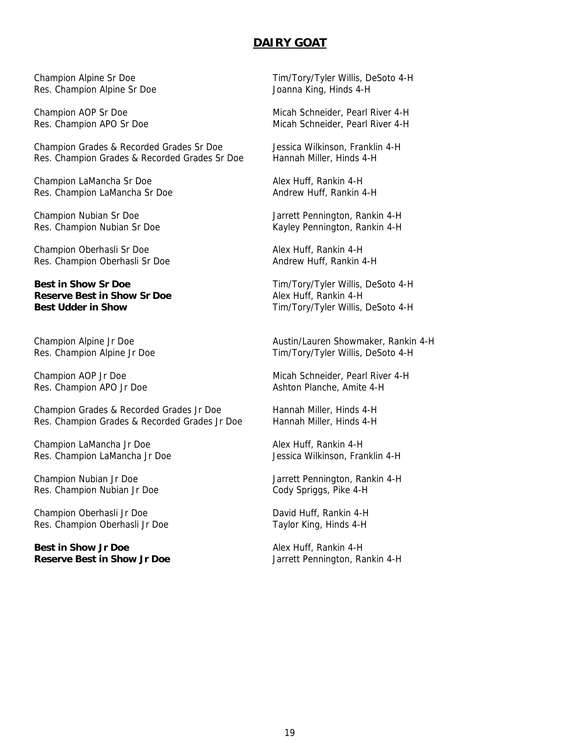## DAIRY GOAT

| | |
|---|---|
| Champion Alpine Sr Doe | Tim/Tory/Tyler Willis, DeSoto 4-H |
| Res. Champion Alpine Sr Doe | Joanna King, Hinds 4-H |
| Champion AOP Sr Doe | Micah Schneider, Pearl River 4-H |
| Res. Champion APO Sr Doe | Micah Schneider, Pearl River 4-H |
| Champion Grades & Recorded Grades Sr Doe | Jessica Wilkinson, Franklin 4-H |
| Res. Champion Grades & Recorded Grades Sr Doe | Hannah Miller, Hinds 4-H |
| Champion LaMancha Sr Doe | Alex Huff, Rankin 4-H |
| Res. Champion LaMancha Sr Doe | Andrew Huff, Rankin 4-H |
| Champion Nubian Sr Doe | Jarrett Pennington, Rankin 4-H |
| Res. Champion Nubian Sr Doe | Kayley Pennington, Rankin 4-H |
| Champion Oberhasli Sr Doe | Alex Huff, Rankin 4-H |
| Res. Champion Oberhasli Sr Doe | Andrew Huff, Rankin 4-H |
| **Best in Show Sr Doe** | Tim/Tory/Tyler Willis, DeSoto 4-H |
| **Reserve Best in Show Sr Doe** | Alex Huff, Rankin 4-H |
| **Best Udder in Show** | Tim/Tory/Tyler Willis, DeSoto 4-H |
| Champion Alpine Jr Doe | Austin/Lauren Showmaker, Rankin 4-H |
| Res. Champion Alpine Jr Doe | Tim/Tory/Tyler Willis, DeSoto 4-H |
| Champion AOP Jr Doe | Micah Schneider, Pearl River 4-H |
| Res. Champion APO Jr Doe | Ashton Planche, Amite 4-H |
| Champion Grades & Recorded Grades Jr Doe | Hannah Miller, Hinds 4-H |
| Res. Champion Grades & Recorded Grades Jr Doe | Hannah Miller, Hinds 4-H |
| Champion LaMancha Jr Doe | Alex Huff, Rankin 4-H |
| Res. Champion LaMancha Jr Doe | Jessica Wilkinson, Franklin 4-H |
| Champion Nubian Jr Doe | Jarrett Pennington, Rankin 4-H |
| Res. Champion Nubian Jr Doe | Cody Spriggs, Pike 4-H |
| Champion Oberhasli Jr Doe | David Huff, Rankin 4-H |
| Res. Champion Oberhasli Jr Doe | Taylor King, Hinds 4-H |
| **Best in Show Jr Doe** | Alex Huff, Rankin 4-H |
| **Reserve Best in Show Jr Doe** | Jarrett Pennington, Rankin 4-H |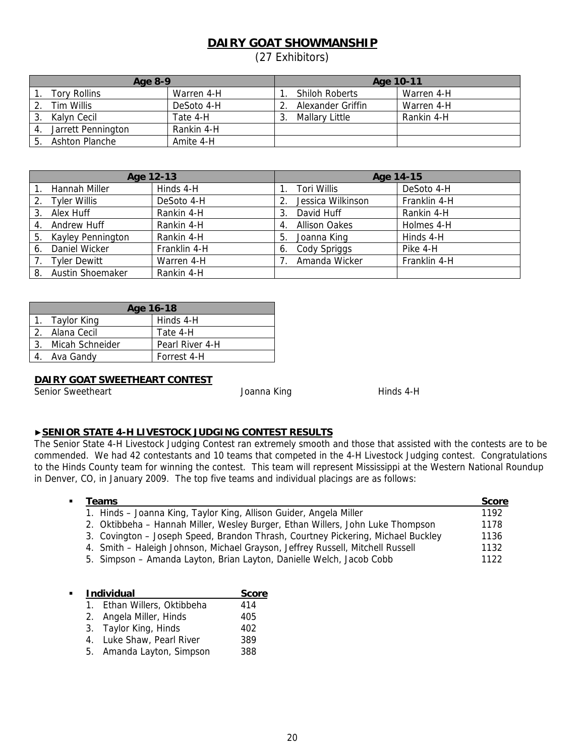## DAIRY GOAT SHOWMANSHIP

(27 Exhibitors)

| Age 8-9 | | Age 10-11 | |
|---|---|---|---|
| 1. Tory Rollins | Warren 4-H | 1. Shiloh Roberts | Warren 4-H |
| 2. Tim Willis | DeSoto 4-H | 2. Alexander Griffin | Warren 4-H |
| 3. Kalyn Cecil | Tate 4-H | 3. Mallary Little | Rankin 4-H |
| 4. Jarrett Pennington | Rankin 4-H | | |
| 5. Ashton Planche | Amite 4-H | | |

| Age 12-13 | | Age 14-15 | |
|---|---|---|---|
| 1. Hannah Miller | Hinds 4-H | 1. Tori Willis | DeSoto 4-H |
| 2. Tyler Willis | DeSoto 4-H | 2. Jessica Wilkinson | Franklin 4-H |
| 3. Alex Huff | Rankin 4-H | 3. David Huff | Rankin 4-H |
| 4. Andrew Huff | Rankin 4-H | 4. Allison Oakes | Holmes 4-H |
| 5. Kayley Pennington | Rankin 4-H | 5. Joanna King | Hinds 4-H |
| 6. Daniel Wicker | Franklin 4-H | 6. Cody Spriggs | Pike 4-H |
| 7. Tyler Dewitt | Warren 4-H | 7. Amanda Wicker | Franklin 4-H |
| 8. Austin Shoemaker | Rankin 4-H | | |

| Age 16-18 | |
|---|---|
| 1. Taylor King | Hinds 4-H |
| 2. Alana Cecil | Tate 4-H |
| 3. Micah Schneider | Pearl River 4-H |
| 4. Ava Gandy | Forrest 4-H |

**DAIRY GOAT SWEETHEART CONTEST**

Senior Sweetheart    Joanna King    Hinds 4-H

## ►SENIOR STATE 4-H LIVESTOCK JUDGING CONTEST RESULTS

The Senior State 4-H Livestock Judging Contest ran extremely smooth and those that assisted with the contests are to be commended. We had 42 contestants and 10 teams that competed in the 4-H Livestock Judging contest. Congratulations to the Hinds County team for winning the contest. This team will represent Mississippi at the Western National Roundup in Denver, CO, in January 2009. The top five teams and individual placings are as follows:

| Teams | Score |
|---|---|
| 1. Hinds – Joanna King, Taylor King, Allison Guider, Angela Miller | 1192 |
| 2. Oktibbeha – Hannah Miller, Wesley Burger, Ethan Willers, John Luke Thompson | 1178 |
| 3. Covington – Joseph Speed, Brandon Thrash, Courtney Pickering, Michael Buckley | 1136 |
| 4. Smith – Haleigh Johnson, Michael Grayson, Jeffrey Russell, Mitchell Russell | 1132 |
| 5. Simpson – Amanda Layton, Brian Layton, Danielle Welch, Jacob Cobb | 1122 |

| Individual | Score |
|---|---|
| 1. Ethan Willers, Oktibbeha | 414 |
| 2. Angela Miller, Hinds | 405 |
| 3. Taylor King, Hinds | 402 |
| 4. Luke Shaw, Pearl River | 389 |
| 5. Amanda Layton, Simpson | 388 |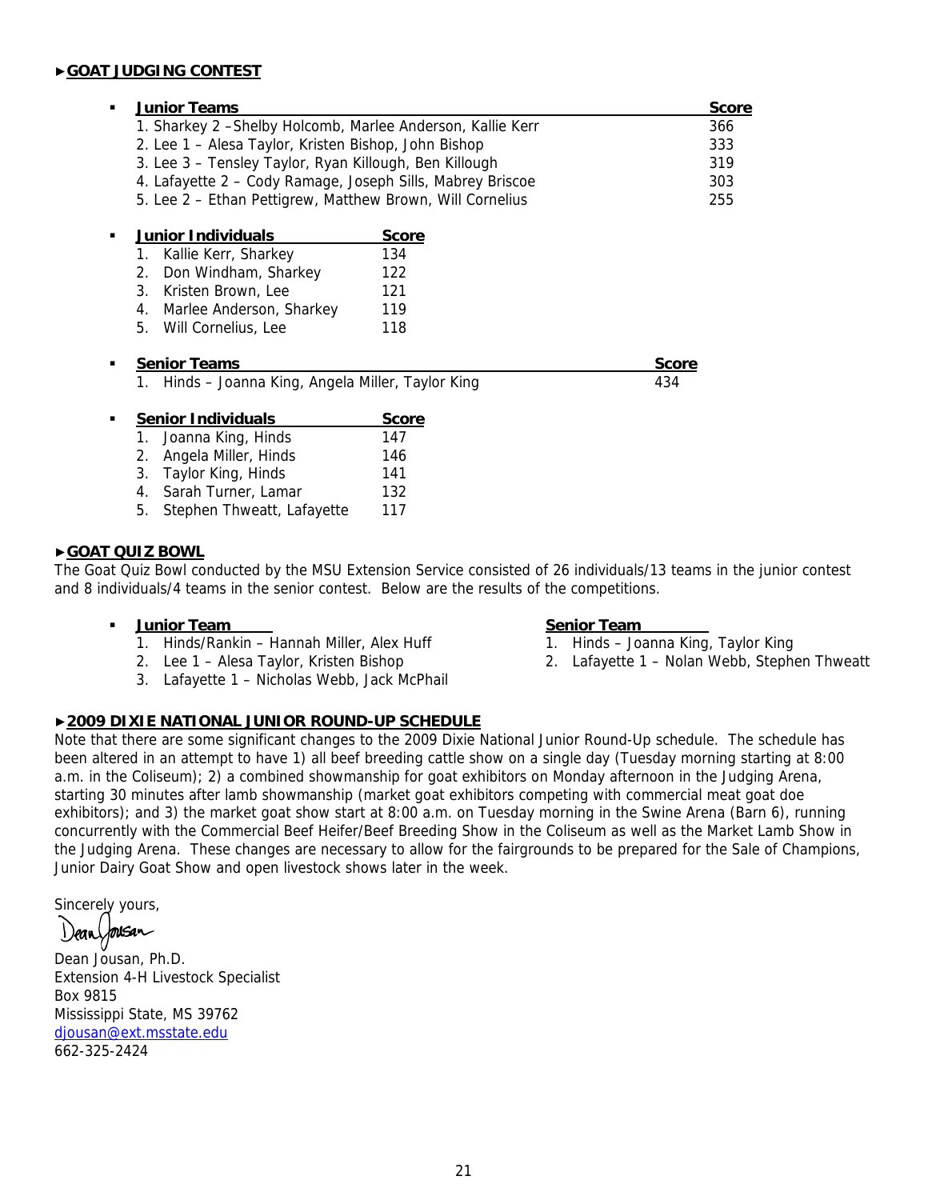## ►GOAT JUDGING CONTEST

- **Junior Teams**

| Junior Teams | Score |
|---|---|
| 1. Sharkey 2 –Shelby Holcomb, Marlee Anderson, Kallie Kerr | 366 |
| 2. Lee 1 – Alesa Taylor, Kristen Bishop, John Bishop | 333 |
| 3. Lee 3 – Tensley Taylor, Ryan Killough, Ben Killough | 319 |
| 4. Lafayette 2 – Cody Ramage, Joseph Sills, Mabrey Briscoe | 303 |
| 5. Lee 2 – Ethan Pettigrew, Matthew Brown, Will Cornelius | 255 |

- **Junior Individuals**

| Junior Individuals | Score |
|---|---|
| 1. Kallie Kerr, Sharkey | 134 |
| 2. Don Windham, Sharkey | 122 |
| 3. Kristen Brown, Lee | 121 |
| 4. Marlee Anderson, Sharkey | 119 |
| 5. Will Cornelius, Lee | 118 |

- **Senior Teams**

| Senior Teams | Score |
|---|---|
| 1. Hinds – Joanna King, Angela Miller, Taylor King | 434 |

- **Senior Individuals**

| Senior Individuals | Score |
|---|---|
| 1. Joanna King, Hinds | 147 |
| 2. Angela Miller, Hinds | 146 |
| 3. Taylor King, Hinds | 141 |
| 4. Sarah Turner, Lamar | 132 |
| 5. Stephen Thweatt, Lafayette | 117 |

## ►GOAT QUIZ BOWL

The Goat Quiz Bowl conducted by the MSU Extension Service consisted of 26 individuals/13 teams in the junior contest and 8 individuals/4 teams in the senior contest. Below are the results of the competitions.

- **Junior Team**
  1. Hinds/Rankin – Hannah Miller, Alex Huff
  2. Lee 1 – Alesa Taylor, Kristen Bishop
  3. Lafayette 1 – Nicholas Webb, Jack McPhail

- **Senior Team**
  1. Hinds – Joanna King, Taylor King
  2. Lafayette 1 – Nolan Webb, Stephen Thweatt

## ►2009 DIXIE NATIONAL JUNIOR ROUND-UP SCHEDULE

Note that there are some significant changes to the 2009 Dixie National Junior Round-Up schedule. The schedule has been altered in an attempt to have 1) all beef breeding cattle show on a single day (Tuesday morning starting at 8:00 a.m. in the Coliseum); 2) a combined showmanship for goat exhibitors on Monday afternoon in the Judging Arena, starting 30 minutes after lamb showmanship (market goat exhibitors competing with commercial meat goat doe exhibitors); and 3) the market goat show start at 8:00 a.m. on Tuesday morning in the Swine Arena (Barn 6), running concurrently with the Commercial Beef Heifer/Beef Breeding Show in the Coliseum as well as the Market Lamb Show in the Judging Arena. These changes are necessary to allow for the fairgrounds to be prepared for the Sale of Champions, Junior Dairy Goat Show and open livestock shows later in the week.

Sincerely yours,

Dean Jousan

Dean Jousan, Ph.D.
Extension 4-H Livestock Specialist
Box 9815
Mississippi State, MS 39762
djousan@ext.msstate.edu
662-325-2424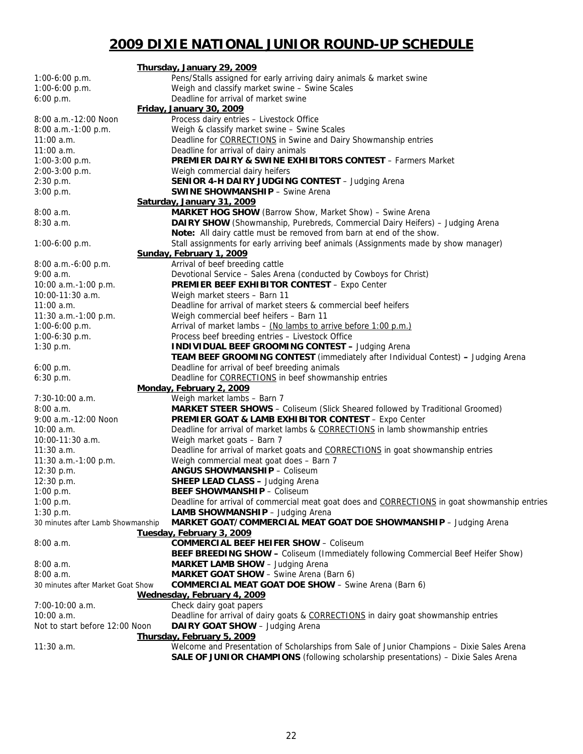# 2009 DIXIE NATIONAL JUNIOR ROUND-UP SCHEDULE

## Thursday, January 29, 2009

| | |
|---|---|
| 1:00-6:00 p.m. | Pens/Stalls assigned for early arriving dairy animals & market swine |
| 1:00-6:00 p.m. | Weigh and classify market swine – Swine Scales |
| 6:00 p.m. | Deadline for arrival of market swine |

## Friday, January 30, 2009

| | |
|---|---|
| 8:00 a.m.-12:00 Noon | Process dairy entries – Livestock Office |
| 8:00 a.m.-1:00 p.m. | Weigh & classify market swine – Swine Scales |
| 11:00 a.m. | Deadline for CORRECTIONS in Swine and Dairy Showmanship entries |
| 11:00 a.m. | Deadline for arrival of dairy animals |
| 1:00-3:00 p.m. | **PREMIER DAIRY & SWINE EXHIBITORS CONTEST** – Farmers Market |
| 2:00-3:00 p.m. | Weigh commercial dairy heifers |
| 2:30 p.m. | **SENIOR 4-H DAIRY JUDGING CONTEST** – Judging Arena |
| 3:00 p.m. | **SWINE SHOWMANSHIP** – Swine Arena |

## Saturday, January 31, 2009

| | |
|---|---|
| 8:00 a.m. | **MARKET HOG SHOW** (Barrow Show, Market Show) – Swine Arena |
| 8:30 a.m. | **DAIRY SHOW** (Showmanship, Purebreds, Commercial Dairy Heifers) – Judging Arena |
| | **Note:** All dairy cattle must be removed from barn at end of the show. |
| 1:00-6:00 p.m. | Stall assignments for early arriving beef animals (Assignments made by show manager) |

## Sunday, February 1, 2009

| | |
|---|---|
| 8:00 a.m.-6:00 p.m. | Arrival of beef breeding cattle |
| 9:00 a.m. | Devotional Service – Sales Arena (conducted by Cowboys for Christ) |
| 10:00 a.m.-1:00 p.m. | **PREMIER BEEF EXHIBITOR CONTEST** – Expo Center |
| 10:00-11:30 a.m. | Weigh market steers – Barn 11 |
| 11:00 a.m. | Deadline for arrival of market steers & commercial beef heifers |
| 11:30 a.m.-1:00 p.m. | Weigh commercial beef heifers – Barn 11 |
| 1:00-6:00 p.m. | Arrival of market lambs – (No lambs to arrive before 1:00 p.m.) |
| 1:00-6:30 p.m. | Process beef breeding entries – Livestock Office |
| 1:30 p.m. | **INDIVIDUAL BEEF GROOMING CONTEST –** Judging Arena |
| | **TEAM BEEF GROOMING CONTEST** (immediately after Individual Contest) **–** Judging Arena |
| 6:00 p.m. | Deadline for arrival of beef breeding animals |
| 6:30 p.m. | Deadline for CORRECTIONS in beef showmanship entries |

## Monday, February 2, 2009

| | |
|---|---|
| 7:30-10:00 a.m. | Weigh market lambs – Barn 7 |
| 8:00 a.m. | **MARKET STEER SHOWS** – Coliseum (Slick Sheared followed by Traditional Groomed) |
| 9:00 a.m.-12:00 Noon | **PREMIER GOAT & LAMB EXHIBITOR CONTEST** – Expo Center |
| 10:00 a.m. | Deadline for arrival of market lambs & CORRECTIONS in lamb showmanship entries |
| 10:00-11:30 a.m. | Weigh market goats – Barn 7 |
| 11:30 a.m. | Deadline for arrival of market goats and CORRECTIONS in goat showmanship entries |
| 11:30 a.m.-1:00 p.m. | Weigh commercial meat goat does – Barn 7 |
| 12:30 p.m. | **ANGUS SHOWMANSHIP** – Coliseum |
| 12:30 p.m. | **SHEEP LEAD CLASS –** Judging Arena |
| 1:00 p.m. | **BEEF SHOWMANSHIP** – Coliseum |
| 1:00 p.m. | Deadline for arrival of commercial meat goat does and CORRECTIONS in goat showmanship entries |
| 1:30 p.m. | **LAMB SHOWMANSHIP** – Judging Arena |
| 30 minutes after Lamb Showmanship | **MARKET GOAT/COMMERCIAL MEAT GOAT DOE SHOWMANSHIP** – Judging Arena |

## Tuesday, February 3, 2009

| | |
|---|---|
| 8:00 a.m. | **COMMERCIAL BEEF HEIFER SHOW** – Coliseum |
| | **BEEF BREEDING SHOW –** Coliseum (Immediately following Commercial Beef Heifer Show) |
| 8:00 a.m. | **MARKET LAMB SHOW** – Judging Arena |
| 8:00 a.m. | **MARKET GOAT SHOW** – Swine Arena (Barn 6) |
| 30 minutes after Market Goat Show | **COMMERCIAL MEAT GOAT DOE SHOW** – Swine Arena (Barn 6) |

## Wednesday, February 4, 2009

| | |
|---|---|
| 7:00-10:00 a.m. | Check dairy goat papers |
| 10:00 a.m. | Deadline for arrival of dairy goats & CORRECTIONS in dairy goat showmanship entries |
| Not to start before 12:00 Noon | **DAIRY GOAT SHOW** – Judging Arena |

## Thursday, February 5, 2009

| | |
|---|---|
| 11:30 a.m. | Welcome and Presentation of Scholarships from Sale of Junior Champions – Dixie Sales Arena |
| | **SALE OF JUNIOR CHAMPIONS** (following scholarship presentations) – Dixie Sales Arena |